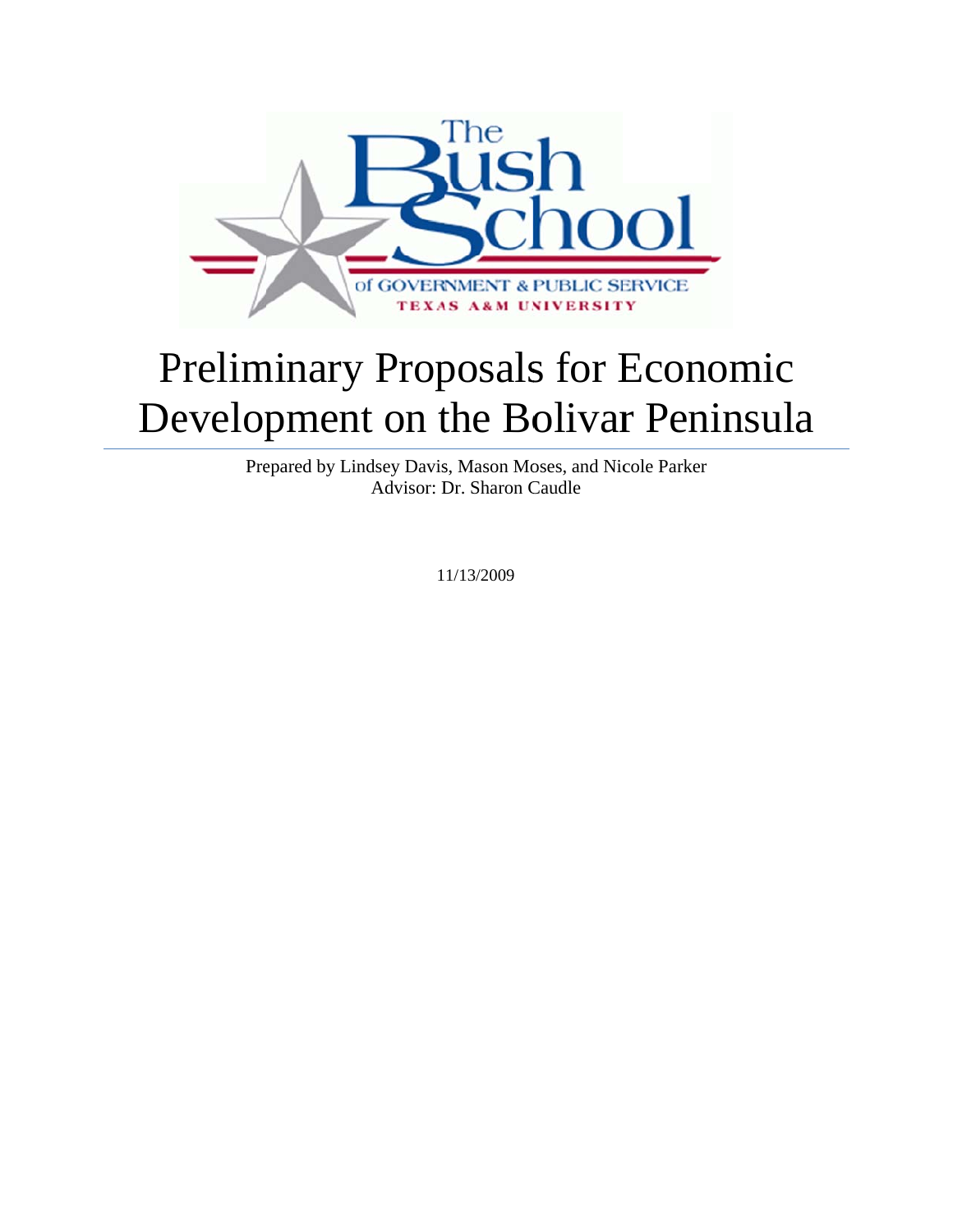# Preliminary Proposals for Economic Development on the Bolivar Peninsula

Prepared by Lindsey Davis, Mason Moses, and Nicole Parker
Advisor: Dr. Sharon Caudle

11/13/2009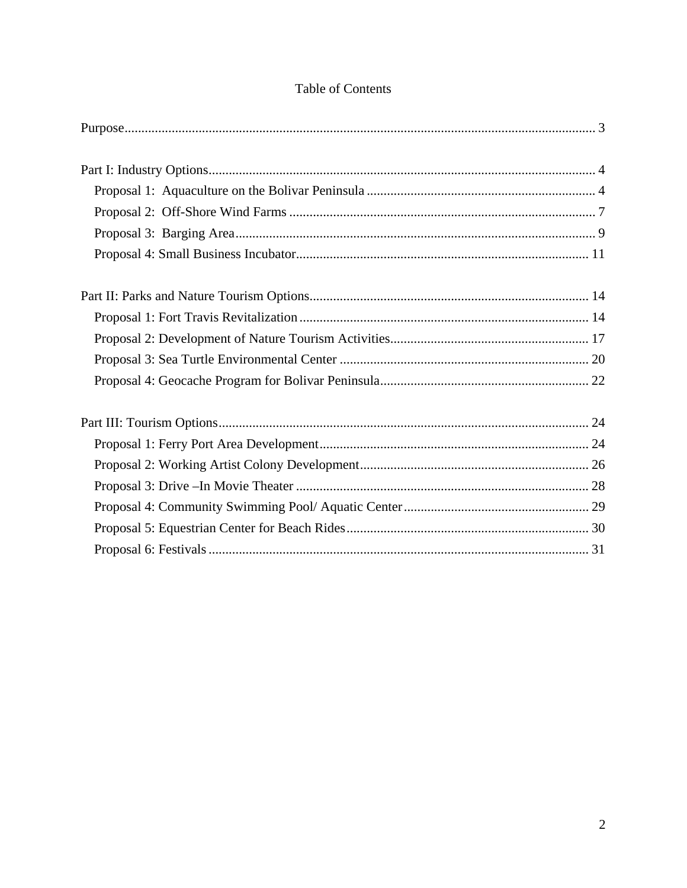# Table of Contents

Purpose ........................................................................................................................ 3

Part I: Industry Options .................................................................................................. 4
- Proposal 1: Aquaculture on the Bolivar Peninsula .................................................... 4
- Proposal 2: Off-Shore Wind Farms ........................................................................... 7
- Proposal 3: Barging Area .......................................................................................... 9
- Proposal 4: Small Business Incubator ..................................................................... 11

Part II: Parks and Nature Tourism Options ..................................................................... 14
- Proposal 1: Fort Travis Revitalization ..................................................................... 14
- Proposal 2: Development of Nature Tourism Activities .......................................... 17
- Proposal 3: Sea Turtle Environmental Center ......................................................... 20
- Proposal 4: Geocache Program for Bolivar Peninsula ............................................. 22

Part III: Tourism Options ............................................................................................... 24
- Proposal 1: Ferry Port Area Development ............................................................... 24
- Proposal 2: Working Artist Colony Development ................................................... 26
- Proposal 3: Drive –In Movie Theater ...................................................................... 28
- Proposal 4: Community Swimming Pool/ Aquatic Center ....................................... 29
- Proposal 5: Equestrian Center for Beach Rides ....................................................... 30
- Proposal 6: Festivals ................................................................................................ 31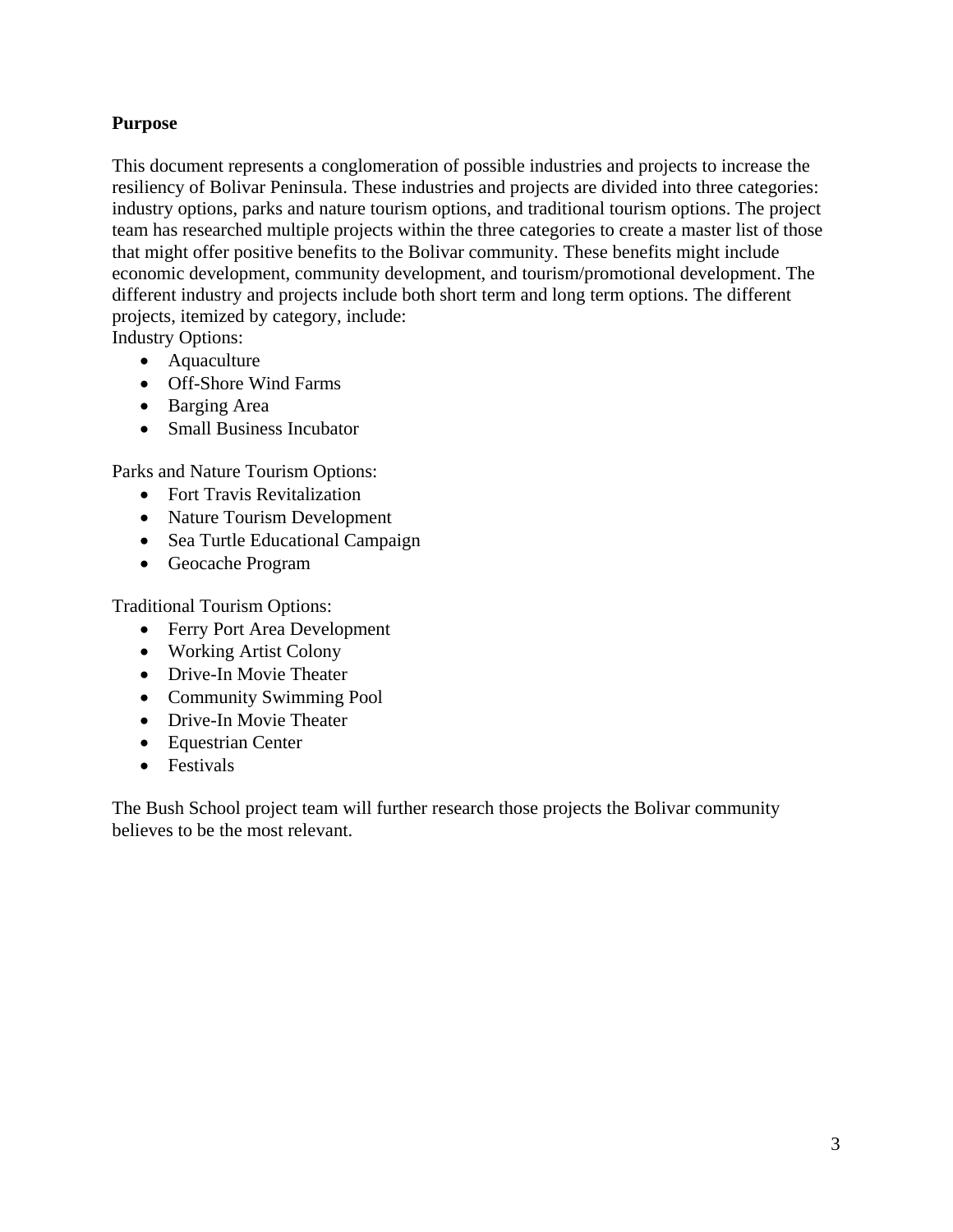**Purpose**

This document represents a conglomeration of possible industries and projects to increase the resiliency of Bolivar Peninsula. These industries and projects are divided into three categories: industry options, parks and nature tourism options, and traditional tourism options. The project team has researched multiple projects within the three categories to create a master list of those that might offer positive benefits to the Bolivar community. These benefits might include economic development, community development, and tourism/promotional development. The different industry and projects include both short term and long term options. The different projects, itemized by category, include:

Industry Options:

- Aquaculture
- Off-Shore Wind Farms
- Barging Area
- Small Business Incubator

Parks and Nature Tourism Options:

- Fort Travis Revitalization
- Nature Tourism Development
- Sea Turtle Educational Campaign
- Geocache Program

Traditional Tourism Options:

- Ferry Port Area Development
- Working Artist Colony
- Drive-In Movie Theater
- Community Swimming Pool
- Drive-In Movie Theater
- Equestrian Center
- Festivals

The Bush School project team will further research those projects the Bolivar community believes to be the most relevant.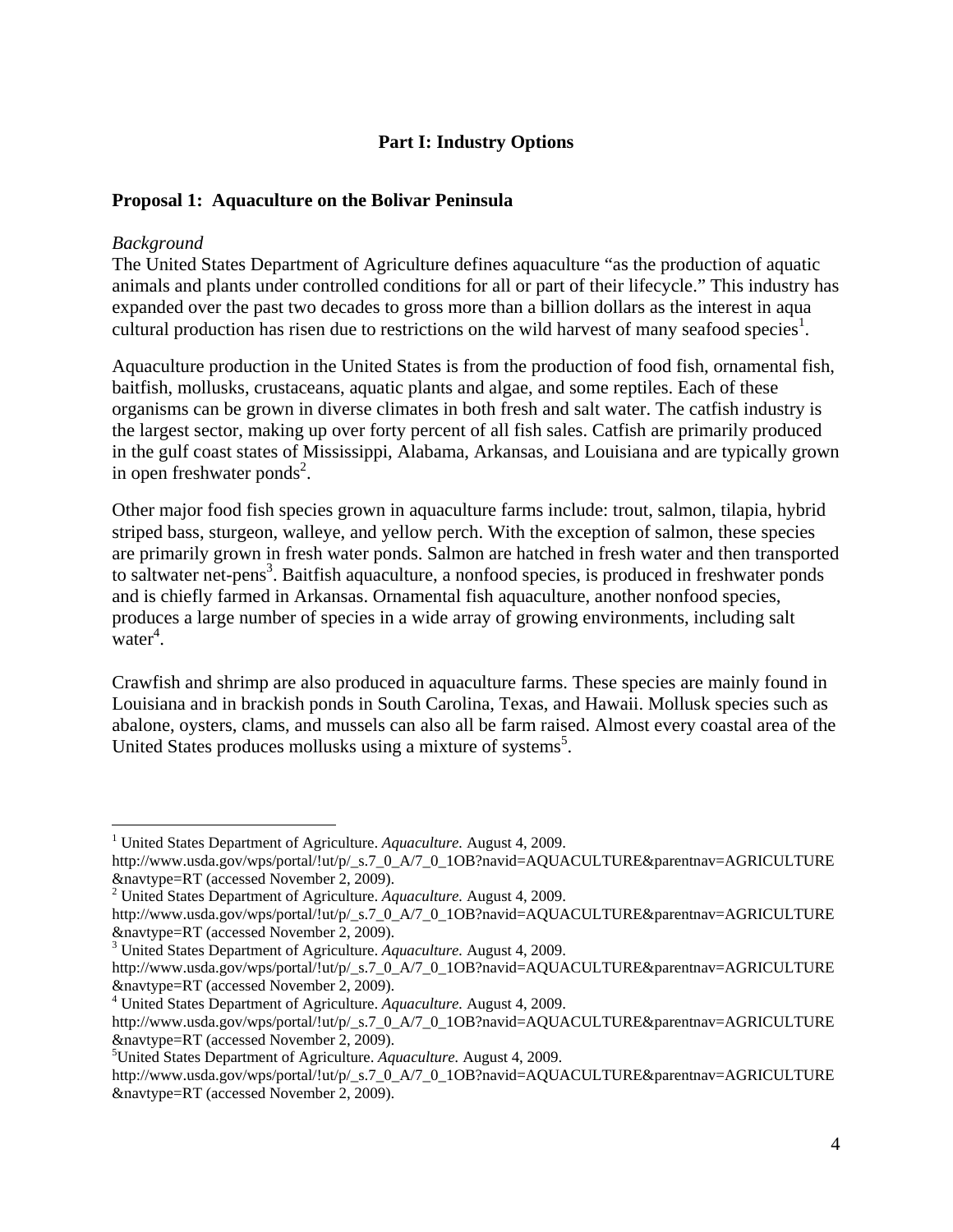## Part I: Industry Options

### Proposal 1: Aquaculture on the Bolivar Peninsula

*Background*

The United States Department of Agriculture defines aquaculture "as the production of aquatic animals and plants under controlled conditions for all or part of their lifecycle." This industry has expanded over the past two decades to gross more than a billion dollars as the interest in aqua cultural production has risen due to restrictions on the wild harvest of many seafood species[1].

Aquaculture production in the United States is from the production of food fish, ornamental fish, baitfish, mollusks, crustaceans, aquatic plants and algae, and some reptiles. Each of these organisms can be grown in diverse climates in both fresh and salt water. The catfish industry is the largest sector, making up over forty percent of all fish sales. Catfish are primarily produced in the gulf coast states of Mississippi, Alabama, Arkansas, and Louisiana and are typically grown in open freshwater ponds[2].

Other major food fish species grown in aquaculture farms include: trout, salmon, tilapia, hybrid striped bass, sturgeon, walleye, and yellow perch. With the exception of salmon, these species are primarily grown in fresh water ponds. Salmon are hatched in fresh water and then transported to saltwater net-pens[3]. Baitfish aquaculture, a nonfood species, is produced in freshwater ponds and is chiefly farmed in Arkansas. Ornamental fish aquaculture, another nonfood species, produces a large number of species in a wide array of growing environments, including salt water[4].

Crawfish and shrimp are also produced in aquaculture farms. These species are mainly found in Louisiana and in brackish ponds in South Carolina, Texas, and Hawaii. Mollusk species such as abalone, oysters, clams, and mussels can also all be farm raised. Almost every coastal area of the United States produces mollusks using a mixture of systems[5].

---

[1] United States Department of Agriculture. *Aquaculture.* August 4, 2009. http://www.usda.gov/wps/portal/!ut/p/_s.7_0_A/7_0_1OB?navid=AQUACULTURE&parentnav=AGRICULTURE&navtype=RT (accessed November 2, 2009).

[2] United States Department of Agriculture. *Aquaculture.* August 4, 2009. http://www.usda.gov/wps/portal/!ut/p/_s.7_0_A/7_0_1OB?navid=AQUACULTURE&parentnav=AGRICULTURE&navtype=RT (accessed November 2, 2009).

[3] United States Department of Agriculture. *Aquaculture.* August 4, 2009. http://www.usda.gov/wps/portal/!ut/p/_s.7_0_A/7_0_1OB?navid=AQUACULTURE&parentnav=AGRICULTURE&navtype=RT (accessed November 2, 2009).

[4] United States Department of Agriculture. *Aquaculture.* August 4, 2009. http://www.usda.gov/wps/portal/!ut/p/_s.7_0_A/7_0_1OB?navid=AQUACULTURE&parentnav=AGRICULTURE&navtype=RT (accessed November 2, 2009).

[5] United States Department of Agriculture. *Aquaculture.* August 4, 2009. http://www.usda.gov/wps/portal/!ut/p/_s.7_0_A/7_0_1OB?navid=AQUACULTURE&parentnav=AGRICULTURE&navtype=RT (accessed November 2, 2009).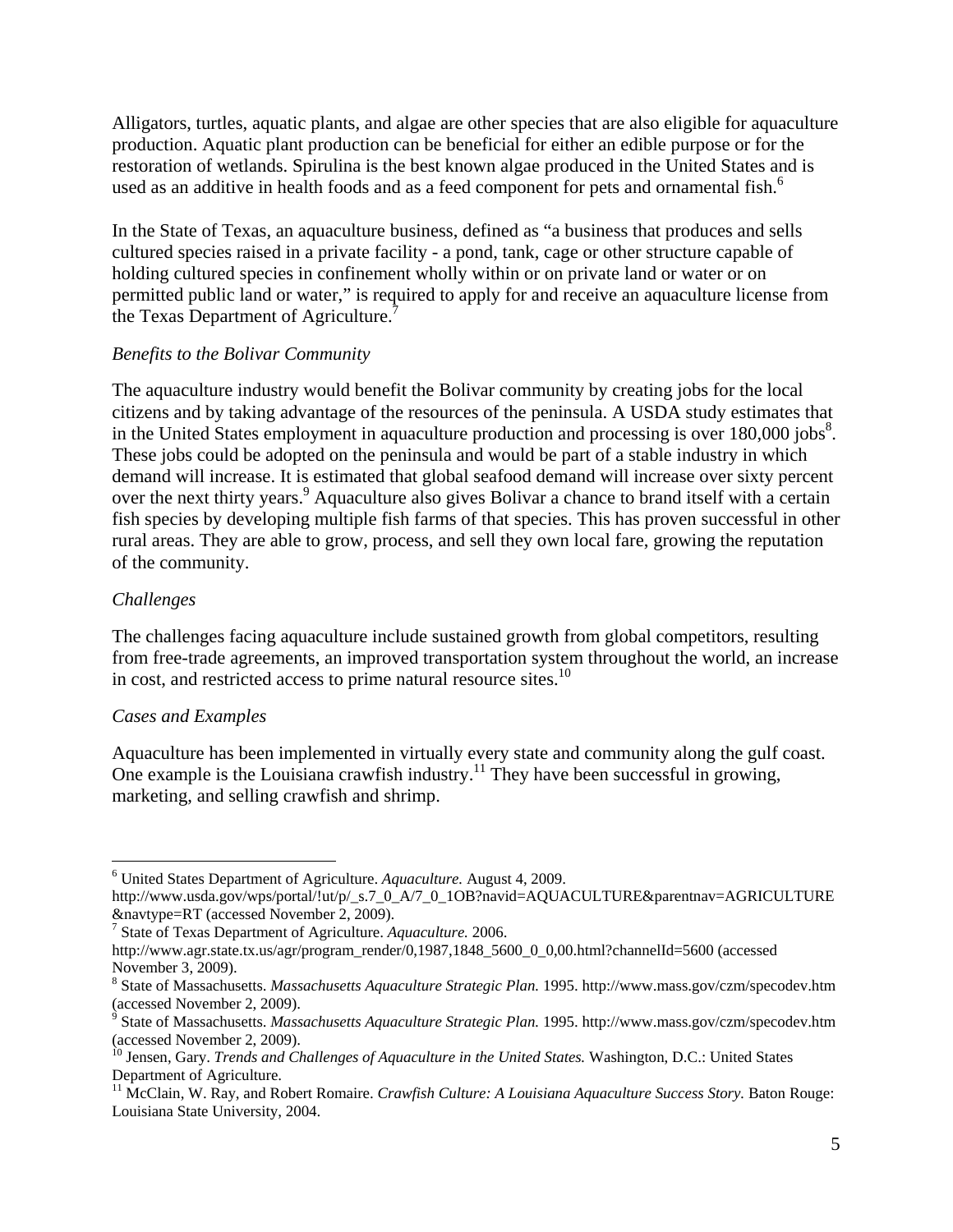Alligators, turtles, aquatic plants, and algae are other species that are also eligible for aquaculture production. Aquatic plant production can be beneficial for either an edible purpose or for the restoration of wetlands. Spirulina is the best known algae produced in the United States and is used as an additive in health foods and as a feed component for pets and ornamental fish.[6]

In the State of Texas, an aquaculture business, defined as "a business that produces and sells cultured species raised in a private facility - a pond, tank, cage or other structure capable of holding cultured species in confinement wholly within or on private land or water or on permitted public land or water," is required to apply for and receive an aquaculture license from the Texas Department of Agriculture.[7]

*Benefits to the Bolivar Community*

The aquaculture industry would benefit the Bolivar community by creating jobs for the local citizens and by taking advantage of the resources of the peninsula. A USDA study estimates that in the United States employment in aquaculture production and processing is over 180,000 jobs[8]. These jobs could be adopted on the peninsula and would be part of a stable industry in which demand will increase. It is estimated that global seafood demand will increase over sixty percent over the next thirty years.[9] Aquaculture also gives Bolivar a chance to brand itself with a certain fish species by developing multiple fish farms of that species. This has proven successful in other rural areas. They are able to grow, process, and sell they own local fare, growing the reputation of the community.

*Challenges*

The challenges facing aquaculture include sustained growth from global competitors, resulting from free-trade agreements, an improved transportation system throughout the world, an increase in cost, and restricted access to prime natural resource sites.[10]

*Cases and Examples*

Aquaculture has been implemented in virtually every state and community along the gulf coast. One example is the Louisiana crawfish industry.[11] They have been successful in growing, marketing, and selling crawfish and shrimp.

---

[6] United States Department of Agriculture. *Aquaculture.* August 4, 2009. http://www.usda.gov/wps/portal/!ut/p/_s.7_0_A/7_0_1OB?navid=AQUACULTURE&parentnav=AGRICULTURE&navtype=RT (accessed November 2, 2009).

[7] State of Texas Department of Agriculture. *Aquaculture.* 2006. http://www.agr.state.tx.us/agr/program_render/0,1987,1848_5600_0_0,00.html?channelId=5600 (accessed November 3, 2009).

[8] State of Massachusetts. *Massachusetts Aquaculture Strategic Plan.* 1995. http://www.mass.gov/czm/specodev.htm (accessed November 2, 2009).

[9] State of Massachusetts. *Massachusetts Aquaculture Strategic Plan.* 1995. http://www.mass.gov/czm/specodev.htm (accessed November 2, 2009).

[10] Jensen, Gary. *Trends and Challenges of Aquaculture in the United States.* Washington, D.C.: United States Department of Agriculture.

[11] McClain, W. Ray, and Robert Romaire. *Crawfish Culture: A Louisiana Aquaculture Success Story.* Baton Rouge: Louisiana State University, 2004.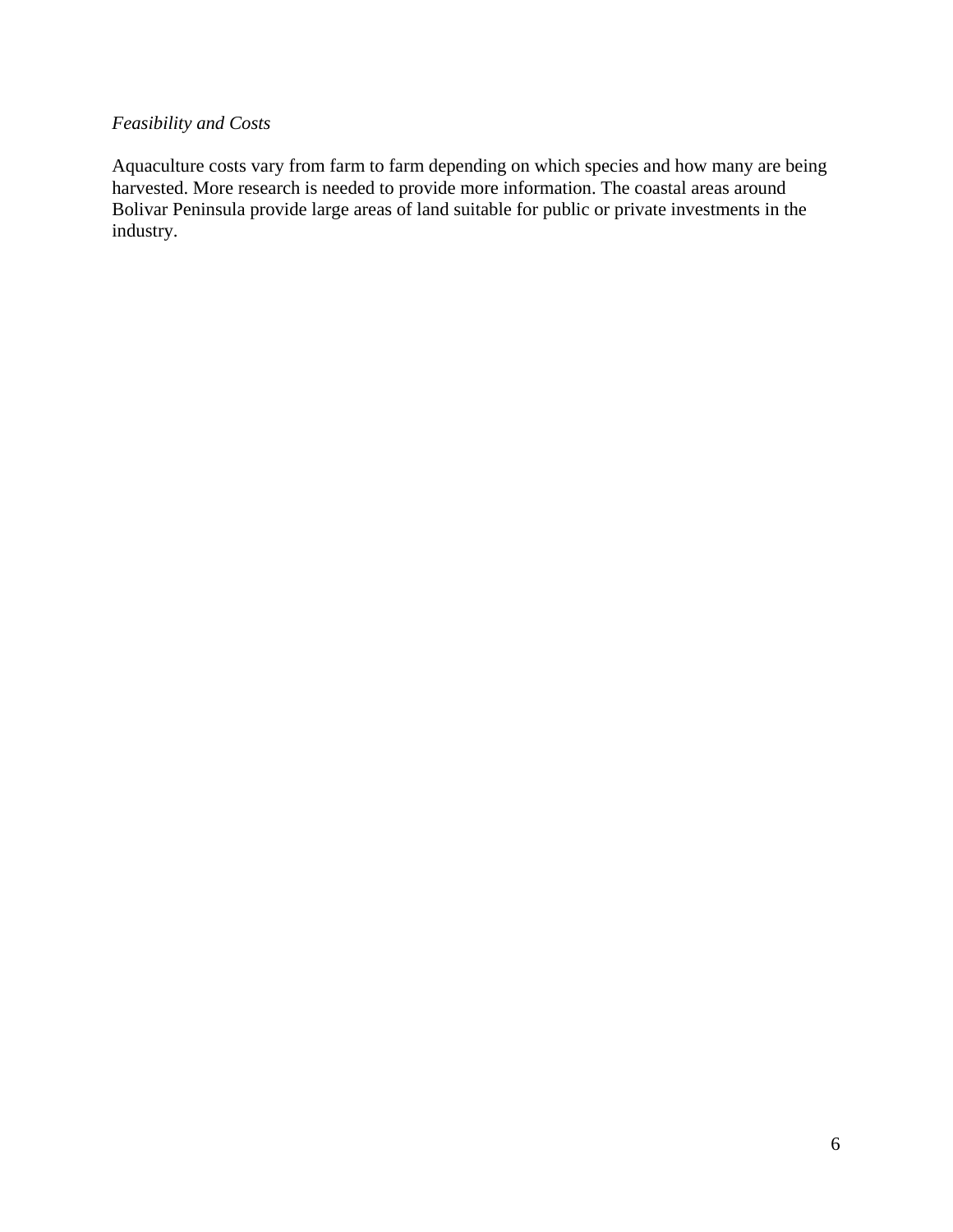*Feasibility and Costs*

Aquaculture costs vary from farm to farm depending on which species and how many are being harvested. More research is needed to provide more information. The coastal areas around Bolivar Peninsula provide large areas of land suitable for public or private investments in the industry.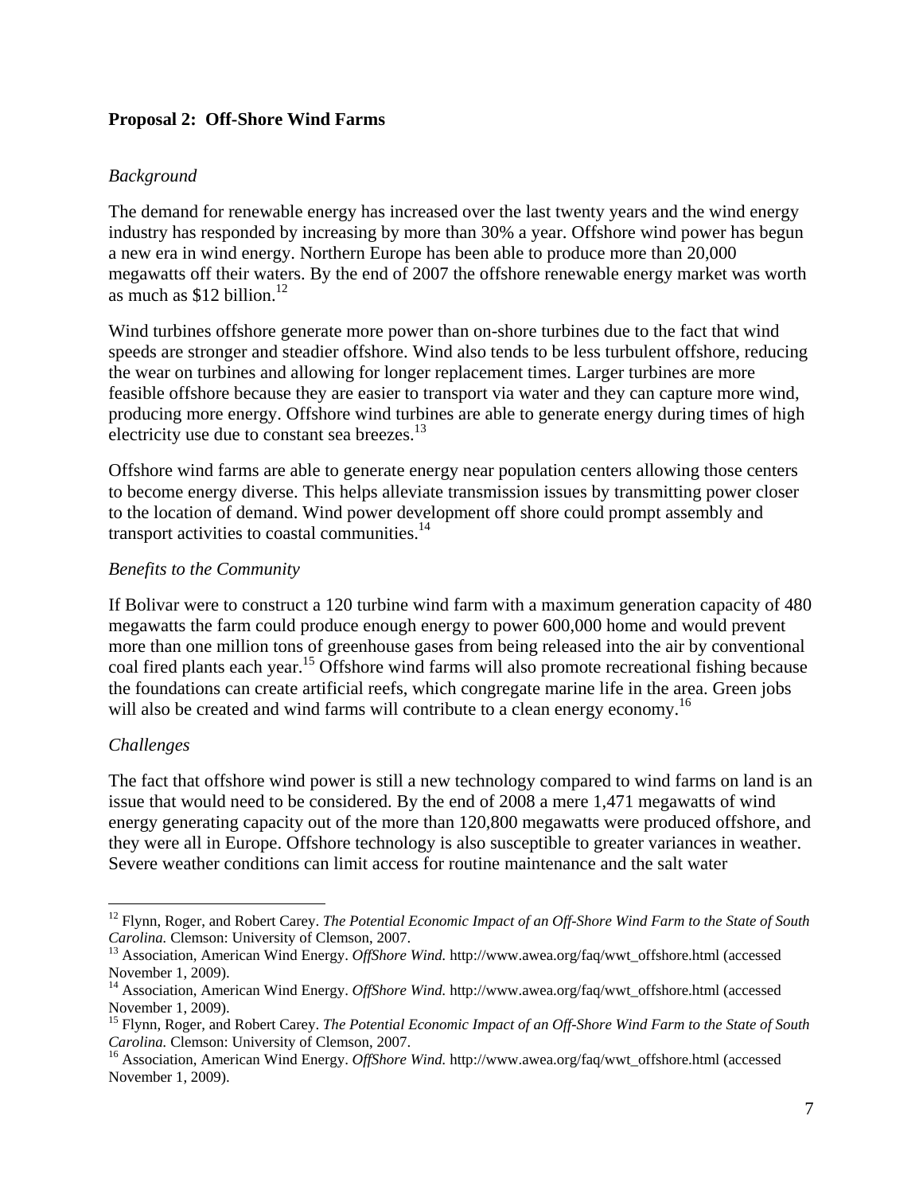**Proposal 2: Off-Shore Wind Farms**

*Background*

The demand for renewable energy has increased over the last twenty years and the wind energy industry has responded by increasing by more than 30% a year. Offshore wind power has begun a new era in wind energy. Northern Europe has been able to produce more than 20,000 megawatts off their waters. By the end of 2007 the offshore renewable energy market was worth as much as $12 billion.[12]

Wind turbines offshore generate more power than on-shore turbines due to the fact that wind speeds are stronger and steadier offshore. Wind also tends to be less turbulent offshore, reducing the wear on turbines and allowing for longer replacement times. Larger turbines are more feasible offshore because they are easier to transport via water and they can capture more wind, producing more energy. Offshore wind turbines are able to generate energy during times of high electricity use due to constant sea breezes.[13]

Offshore wind farms are able to generate energy near population centers allowing those centers to become energy diverse. This helps alleviate transmission issues by transmitting power closer to the location of demand. Wind power development off shore could prompt assembly and transport activities to coastal communities.[14]

*Benefits to the Community*

If Bolivar were to construct a 120 turbine wind farm with a maximum generation capacity of 480 megawatts the farm could produce enough energy to power 600,000 home and would prevent more than one million tons of greenhouse gases from being released into the air by conventional coal fired plants each year.[15] Offshore wind farms will also promote recreational fishing because the foundations can create artificial reefs, which congregate marine life in the area. Green jobs will also be created and wind farms will contribute to a clean energy economy.[16]

*Challenges*

The fact that offshore wind power is still a new technology compared to wind farms on land is an issue that would need to be considered. By the end of 2008 a mere 1,471 megawatts of wind energy generating capacity out of the more than 120,800 megawatts were produced offshore, and they were all in Europe. Offshore technology is also susceptible to greater variances in weather. Severe weather conditions can limit access for routine maintenance and the salt water

---

[12] Flynn, Roger, and Robert Carey. *The Potential Economic Impact of an Off-Shore Wind Farm to the State of South Carolina.* Clemson: University of Clemson, 2007.

[13] Association, American Wind Energy. *OffShore Wind.* http://www.awea.org/faq/wwt_offshore.html (accessed November 1, 2009).

[14] Association, American Wind Energy. *OffShore Wind.* http://www.awea.org/faq/wwt_offshore.html (accessed November 1, 2009).

[15] Flynn, Roger, and Robert Carey. *The Potential Economic Impact of an Off-Shore Wind Farm to the State of South Carolina.* Clemson: University of Clemson, 2007.

[16] Association, American Wind Energy. *OffShore Wind.* http://www.awea.org/faq/wwt_offshore.html (accessed November 1, 2009).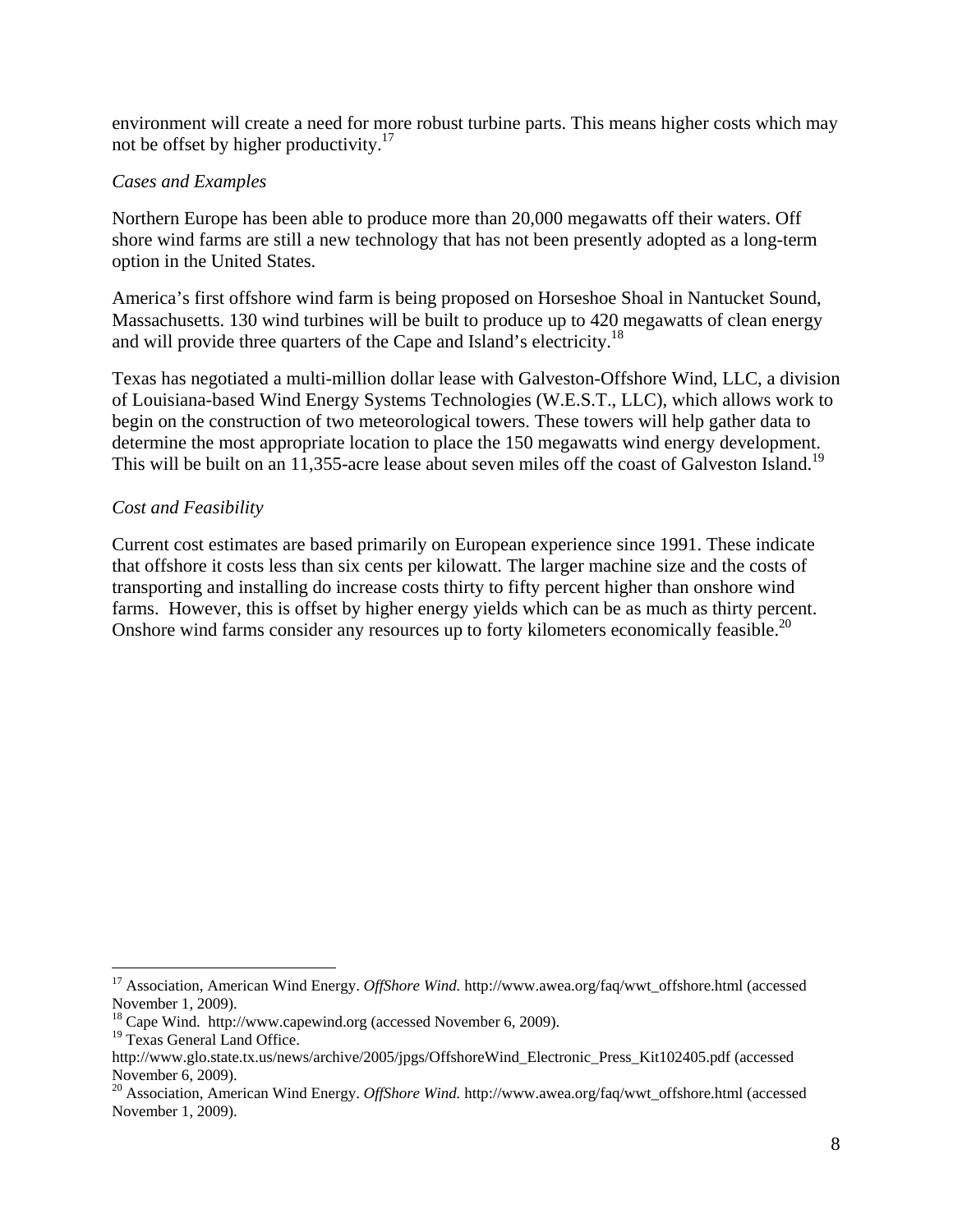environment will create a need for more robust turbine parts. This means higher costs which may not be offset by higher productivity.[17]

*Cases and Examples*

Northern Europe has been able to produce more than 20,000 megawatts off their waters. Off shore wind farms are still a new technology that has not been presently adopted as a long-term option in the United States.

America's first offshore wind farm is being proposed on Horseshoe Shoal in Nantucket Sound, Massachusetts. 130 wind turbines will be built to produce up to 420 megawatts of clean energy and will provide three quarters of the Cape and Island's electricity.[18]

Texas has negotiated a multi-million dollar lease with Galveston-Offshore Wind, LLC, a division of Louisiana-based Wind Energy Systems Technologies (W.E.S.T., LLC), which allows work to begin on the construction of two meteorological towers. These towers will help gather data to determine the most appropriate location to place the 150 megawatts wind energy development. This will be built on an 11,355-acre lease about seven miles off the coast of Galveston Island.[19]

*Cost and Feasibility*

Current cost estimates are based primarily on European experience since 1991. These indicate that offshore it costs less than six cents per kilowatt. The larger machine size and the costs of transporting and installing do increase costs thirty to fifty percent higher than onshore wind farms. However, this is offset by higher energy yields which can be as much as thirty percent. Onshore wind farms consider any resources up to forty kilometers economically feasible.[20]

---

[17] Association, American Wind Energy. *OffShore Wind.* http://www.awea.org/faq/wwt_offshore.html (accessed November 1, 2009).

[18] Cape Wind. http://www.capewind.org (accessed November 6, 2009).

[19] Texas General Land Office. http://www.glo.state.tx.us/news/archive/2005/jpgs/OffshoreWind_Electronic_Press_Kit102405.pdf (accessed November 6, 2009).

[20] Association, American Wind Energy. *OffShore Wind.* http://www.awea.org/faq/wwt_offshore.html (accessed November 1, 2009).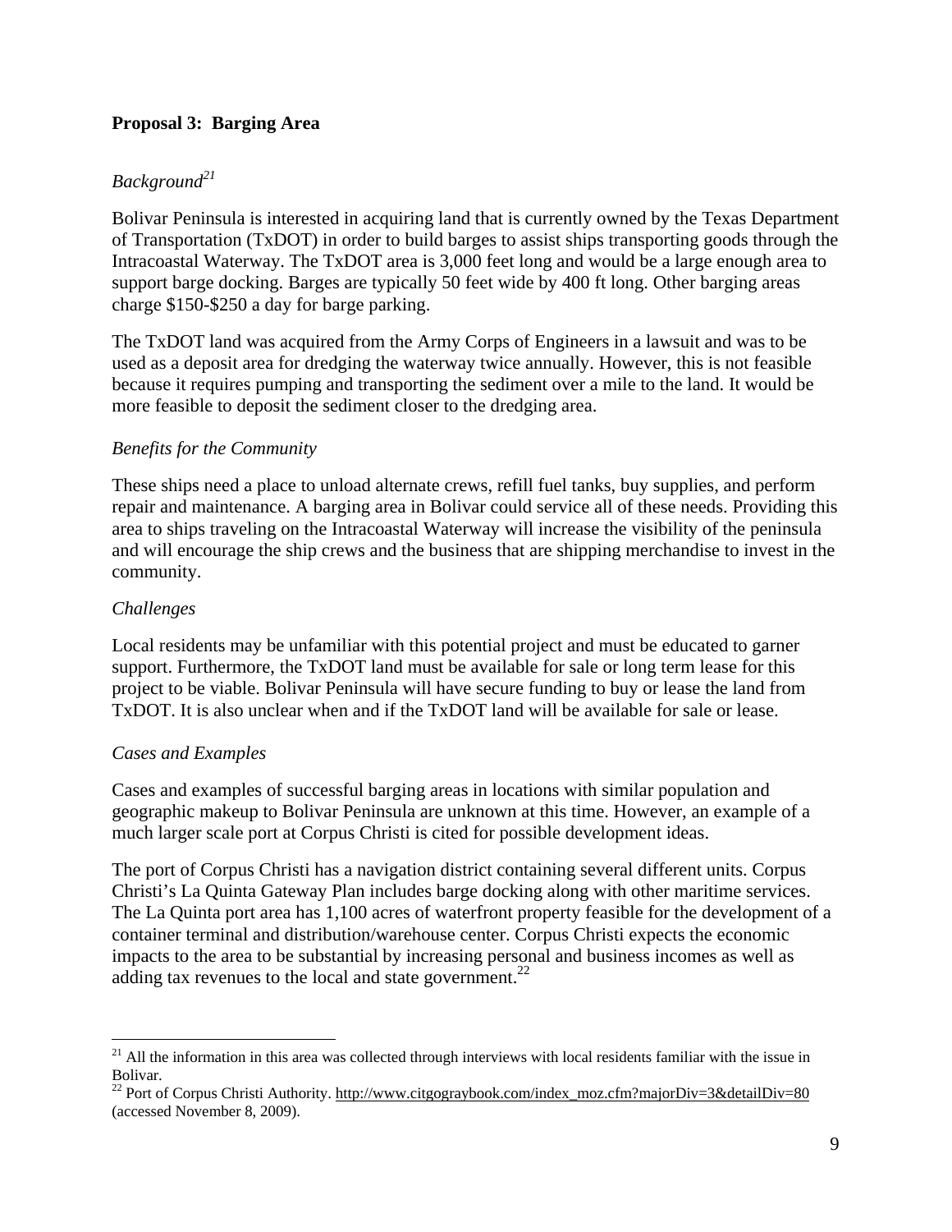**Proposal 3: Barging Area**

*Background*[21]

Bolivar Peninsula is interested in acquiring land that is currently owned by the Texas Department of Transportation (TxDOT) in order to build barges to assist ships transporting goods through the Intracoastal Waterway. The TxDOT area is 3,000 feet long and would be a large enough area to support barge docking. Barges are typically 50 feet wide by 400 ft long. Other barging areas charge $150-$250 a day for barge parking.

The TxDOT land was acquired from the Army Corps of Engineers in a lawsuit and was to be used as a deposit area for dredging the waterway twice annually. However, this is not feasible because it requires pumping and transporting the sediment over a mile to the land. It would be more feasible to deposit the sediment closer to the dredging area.

*Benefits for the Community*

These ships need a place to unload alternate crews, refill fuel tanks, buy supplies, and perform repair and maintenance. A barging area in Bolivar could service all of these needs. Providing this area to ships traveling on the Intracoastal Waterway will increase the visibility of the peninsula and will encourage the ship crews and the business that are shipping merchandise to invest in the community.

*Challenges*

Local residents may be unfamiliar with this potential project and must be educated to garner support. Furthermore, the TxDOT land must be available for sale or long term lease for this project to be viable. Bolivar Peninsula will have secure funding to buy or lease the land from TxDOT. It is also unclear when and if the TxDOT land will be available for sale or lease.

*Cases and Examples*

Cases and examples of successful barging areas in locations with similar population and geographic makeup to Bolivar Peninsula are unknown at this time. However, an example of a much larger scale port at Corpus Christi is cited for possible development ideas.

The port of Corpus Christi has a navigation district containing several different units. Corpus Christi's La Quinta Gateway Plan includes barge docking along with other maritime services. The La Quinta port area has 1,100 acres of waterfront property feasible for the development of a container terminal and distribution/warehouse center. Corpus Christi expects the economic impacts to the area to be substantial by increasing personal and business incomes as well as adding tax revenues to the local and state government.[22]

---

[21] All the information in this area was collected through interviews with local residents familiar with the issue in Bolivar.

[22] Port of Corpus Christi Authority. http://www.citgograybook.com/index_moz.cfm?majorDiv=3&detailDiv=80 (accessed November 8, 2009).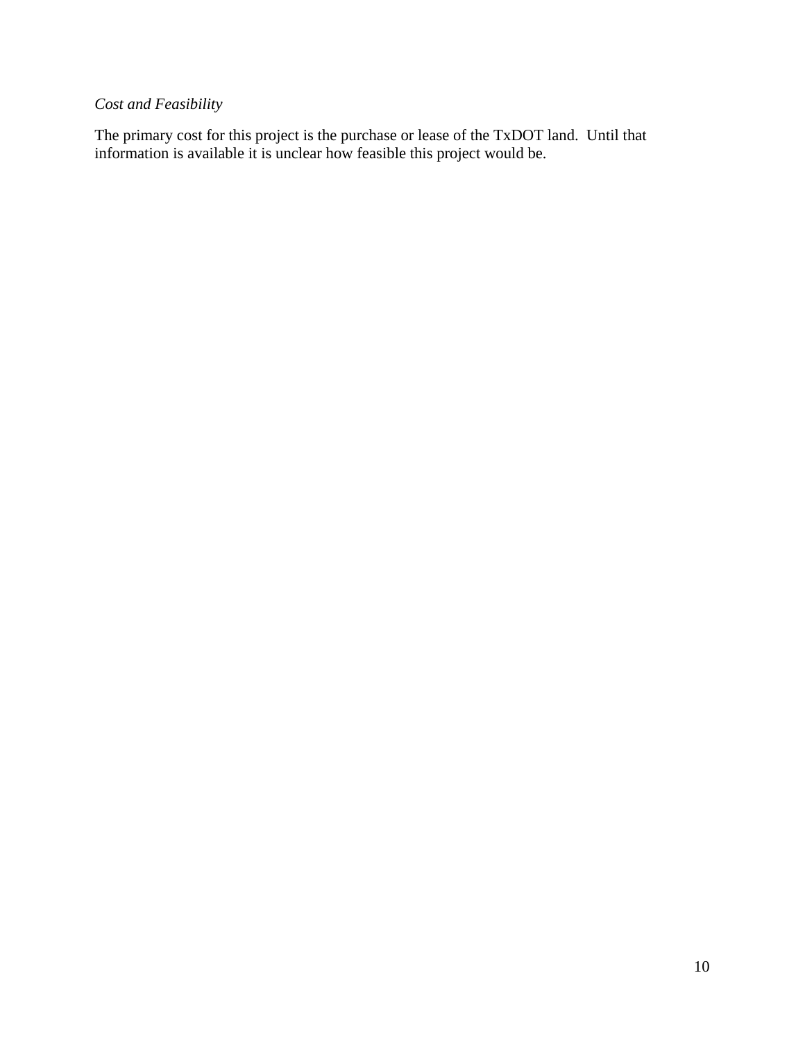*Cost and Feasibility*

The primary cost for this project is the purchase or lease of the TxDOT land. Until that information is available it is unclear how feasible this project would be.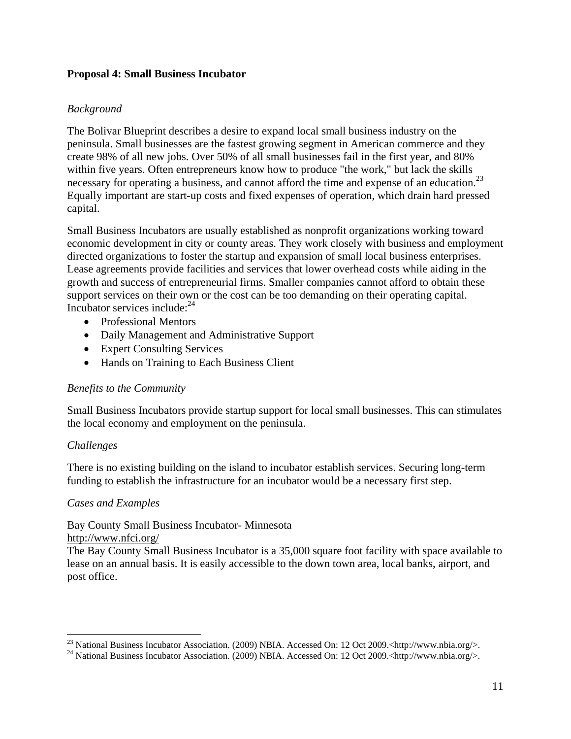**Proposal 4: Small Business Incubator**

*Background*

The Bolivar Blueprint describes a desire to expand local small business industry on the peninsula. Small businesses are the fastest growing segment in American commerce and they create 98% of all new jobs. Over 50% of all small businesses fail in the first year, and 80% within five years. Often entrepreneurs know how to produce "the work," but lack the skills necessary for operating a business, and cannot afford the time and expense of an education.[23] Equally important are start-up costs and fixed expenses of operation, which drain hard pressed capital.

Small Business Incubators are usually established as nonprofit organizations working toward economic development in city or county areas. They work closely with business and employment directed organizations to foster the startup and expansion of small local business enterprises. Lease agreements provide facilities and services that lower overhead costs while aiding in the growth and success of entrepreneurial firms. Smaller companies cannot afford to obtain these support services on their own or the cost can be too demanding on their operating capital. Incubator services include:[24]

- Professional Mentors
- Daily Management and Administrative Support
- Expert Consulting Services
- Hands on Training to Each Business Client

*Benefits to the Community*

Small Business Incubators provide startup support for local small businesses. This can stimulates the local economy and employment on the peninsula.

*Challenges*

There is no existing building on the island to incubator establish services. Securing long-term funding to establish the infrastructure for an incubator would be a necessary first step.

*Cases and Examples*

Bay County Small Business Incubator- Minnesota
http://www.nfci.org/
The Bay County Small Business Incubator is a 35,000 square foot facility with space available to lease on an annual basis. It is easily accessible to the down town area, local banks, airport, and post office.

---

[23] National Business Incubator Association. (2009) NBIA. Accessed On: 12 Oct 2009.<http://www.nbia.org/>.

[24] National Business Incubator Association. (2009) NBIA. Accessed On: 12 Oct 2009.<http://www.nbia.org/>.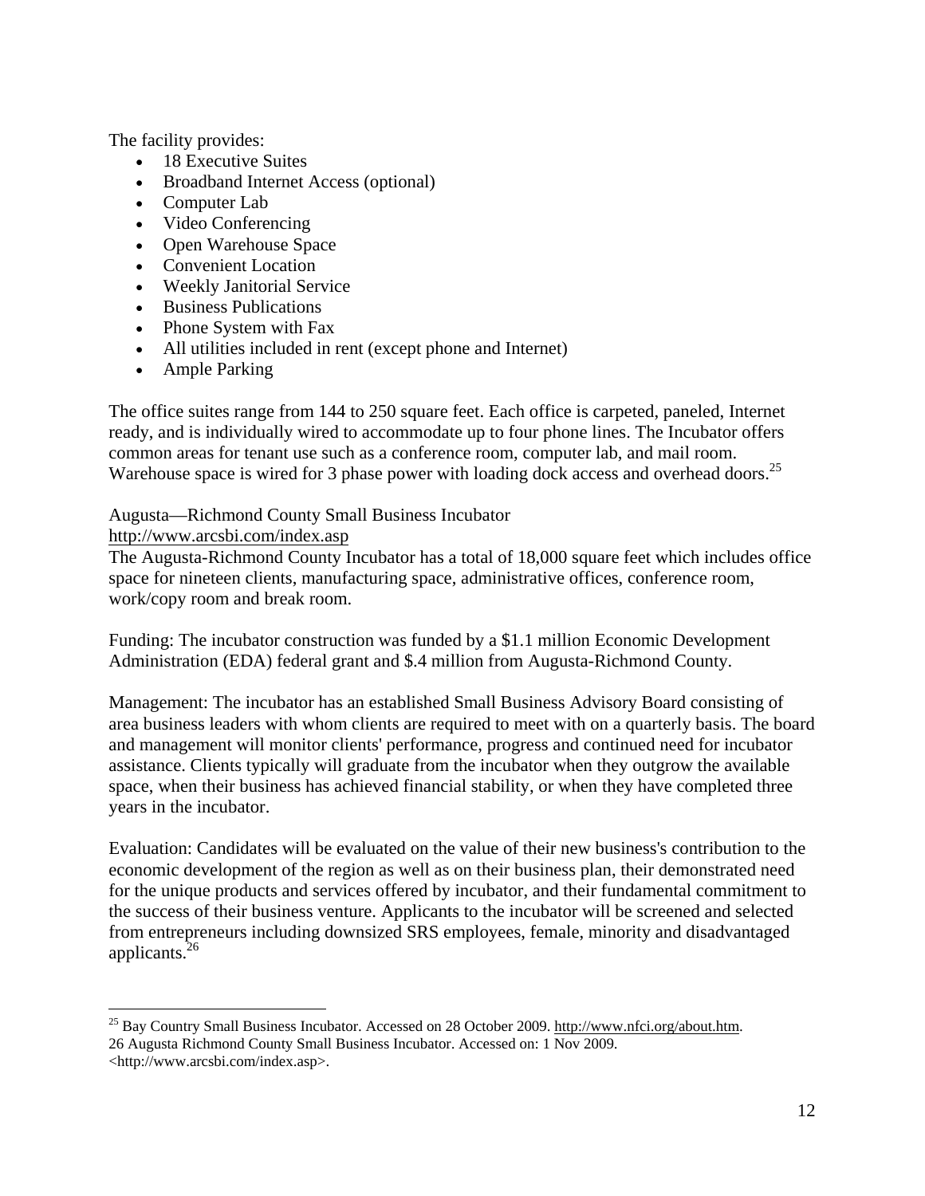The facility provides:

- 18 Executive Suites
- Broadband Internet Access (optional)
- Computer Lab
- Video Conferencing
- Open Warehouse Space
- Convenient Location
- Weekly Janitorial Service
- Business Publications
- Phone System with Fax
- All utilities included in rent (except phone and Internet)
- Ample Parking

The office suites range from 144 to 250 square feet. Each office is carpeted, paneled, Internet ready, and is individually wired to accommodate up to four phone lines. The Incubator offers common areas for tenant use such as a conference room, computer lab, and mail room. Warehouse space is wired for 3 phase power with loading dock access and overhead doors.[25]

Augusta—Richmond County Small Business Incubator
http://www.arcsbi.com/index.asp
The Augusta-Richmond County Incubator has a total of 18,000 square feet which includes office space for nineteen clients, manufacturing space, administrative offices, conference room, work/copy room and break room.

Funding: The incubator construction was funded by a $1.1 million Economic Development Administration (EDA) federal grant and $.4 million from Augusta-Richmond County.

Management: The incubator has an established Small Business Advisory Board consisting of area business leaders with whom clients are required to meet with on a quarterly basis. The board and management will monitor clients' performance, progress and continued need for incubator assistance. Clients typically will graduate from the incubator when they outgrow the available space, when their business has achieved financial stability, or when they have completed three years in the incubator.

Evaluation: Candidates will be evaluated on the value of their new business's contribution to the economic development of the region as well as on their business plan, their demonstrated need for the unique products and services offered by incubator, and their fundamental commitment to the success of their business venture. Applicants to the incubator will be screened and selected from entrepreneurs including downsized SRS employees, female, minority and disadvantaged applicants.[26]

---

[25] Bay Country Small Business Incubator. Accessed on 28 October 2009. http://www.nfci.org/about.htm.

26 Augusta Richmond County Small Business Incubator. Accessed on: 1 Nov 2009. <http://www.arcsbi.com/index.asp>.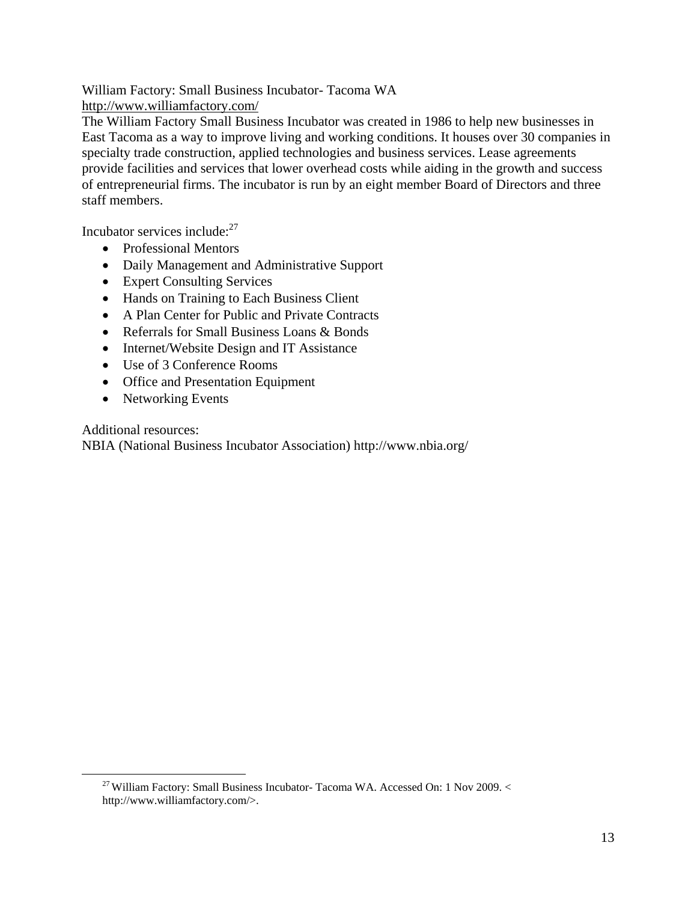William Factory: Small Business Incubator- Tacoma WA
http://www.williamfactory.com/

The William Factory Small Business Incubator was created in 1986 to help new businesses in East Tacoma as a way to improve living and working conditions. It houses over 30 companies in specialty trade construction, applied technologies and business services. Lease agreements provide facilities and services that lower overhead costs while aiding in the growth and success of entrepreneurial firms. The incubator is run by an eight member Board of Directors and three staff members.

Incubator services include:[27]

- Professional Mentors
- Daily Management and Administrative Support
- Expert Consulting Services
- Hands on Training to Each Business Client
- A Plan Center for Public and Private Contracts
- Referrals for Small Business Loans & Bonds
- Internet/Website Design and IT Assistance
- Use of 3 Conference Rooms
- Office and Presentation Equipment
- Networking Events

Additional resources:
NBIA (National Business Incubator Association) http://www.nbia.org/

---

[27] William Factory: Small Business Incubator- Tacoma WA. Accessed On: 1 Nov 2009. < http://www.williamfactory.com/>.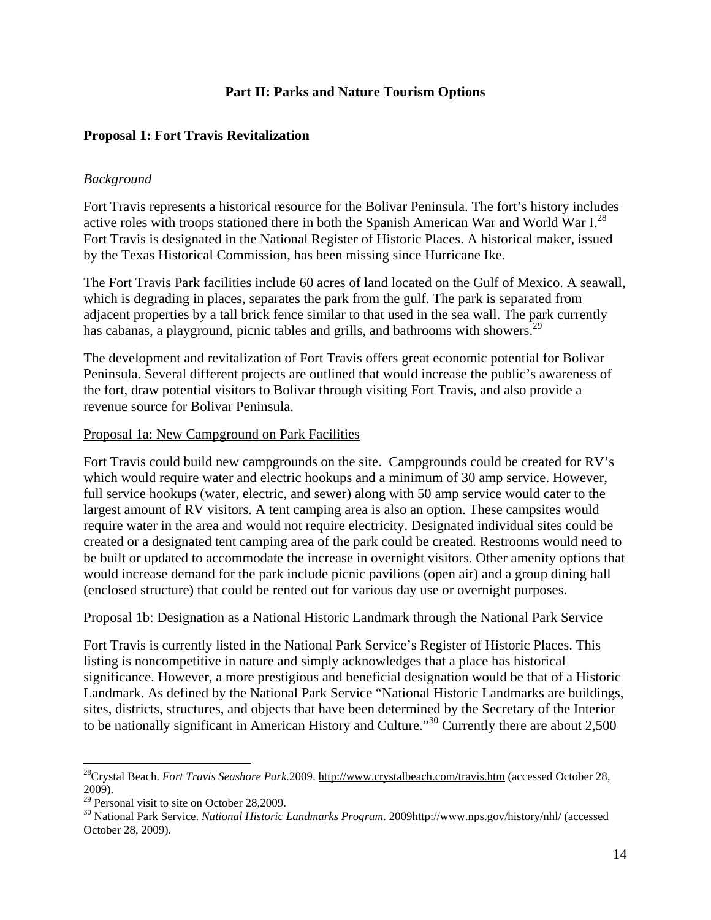## Part II: Parks and Nature Tourism Options

### Proposal 1: Fort Travis Revitalization

*Background*

Fort Travis represents a historical resource for the Bolivar Peninsula. The fort's history includes active roles with troops stationed there in both the Spanish American War and World War I.[28] Fort Travis is designated in the National Register of Historic Places. A historical maker, issued by the Texas Historical Commission, has been missing since Hurricane Ike.

The Fort Travis Park facilities include 60 acres of land located on the Gulf of Mexico. A seawall, which is degrading in places, separates the park from the gulf. The park is separated from adjacent properties by a tall brick fence similar to that used in the sea wall. The park currently has cabanas, a playground, picnic tables and grills, and bathrooms with showers.[29]

The development and revitalization of Fort Travis offers great economic potential for Bolivar Peninsula. Several different projects are outlined that would increase the public's awareness of the fort, draw potential visitors to Bolivar through visiting Fort Travis, and also provide a revenue source for Bolivar Peninsula.

Proposal 1a: New Campground on Park Facilities

Fort Travis could build new campgrounds on the site. Campgrounds could be created for RV's which would require water and electric hookups and a minimum of 30 amp service. However, full service hookups (water, electric, and sewer) along with 50 amp service would cater to the largest amount of RV visitors. A tent camping area is also an option. These campsites would require water in the area and would not require electricity. Designated individual sites could be created or a designated tent camping area of the park could be created. Restrooms would need to be built or updated to accommodate the increase in overnight visitors. Other amenity options that would increase demand for the park include picnic pavilions (open air) and a group dining hall (enclosed structure) that could be rented out for various day use or overnight purposes.

Proposal 1b: Designation as a National Historic Landmark through the National Park Service

Fort Travis is currently listed in the National Park Service's Register of Historic Places. This listing is noncompetitive in nature and simply acknowledges that a place has historical significance. However, a more prestigious and beneficial designation would be that of a Historic Landmark. As defined by the National Park Service "National Historic Landmarks are buildings, sites, districts, structures, and objects that have been determined by the Secretary of the Interior to be nationally significant in American History and Culture."[30] Currently there are about 2,500

---

[28] Crystal Beach. *Fort Travis Seashore Park*.2009. http://www.crystalbeach.com/travis.htm (accessed October 28, 2009).

[29] Personal visit to site on October 28,2009.

[30] National Park Service. *National Historic Landmarks Program*. 2009http://www.nps.gov/history/nhl/ (accessed October 28, 2009).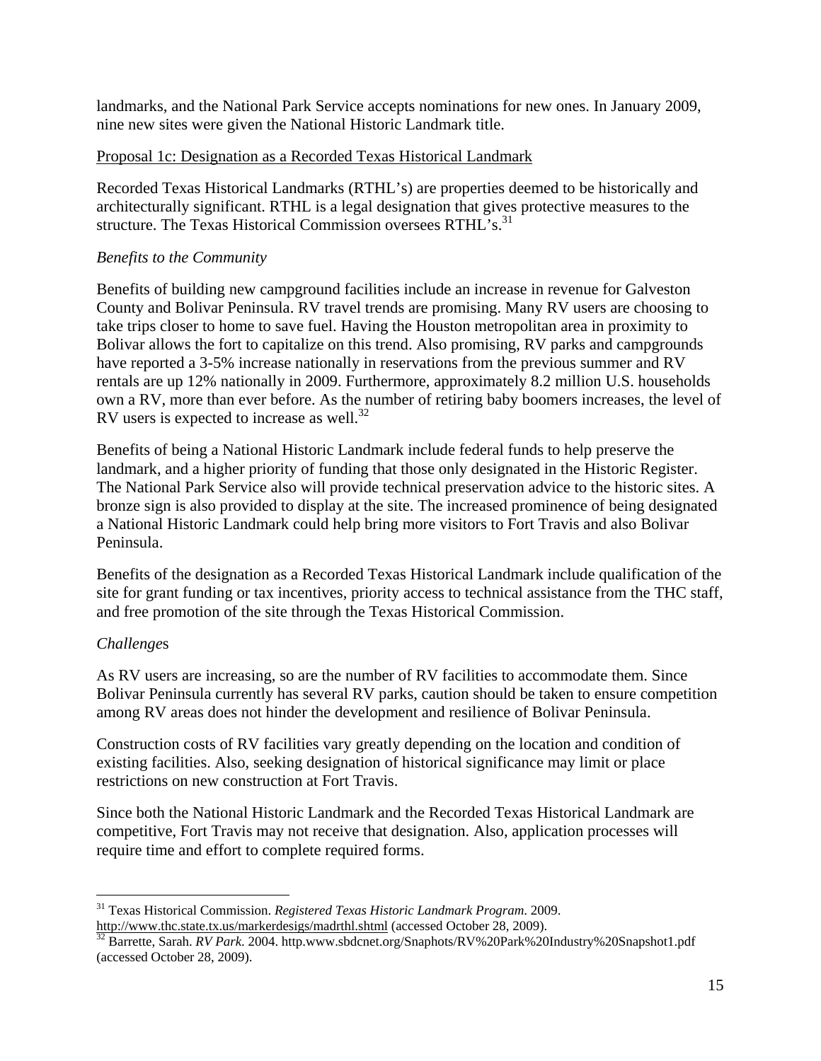landmarks, and the National Park Service accepts nominations for new ones. In January 2009, nine new sites were given the National Historic Landmark title.

Proposal 1c: Designation as a Recorded Texas Historical Landmark

Recorded Texas Historical Landmarks (RTHL's) are properties deemed to be historically and architecturally significant. RTHL is a legal designation that gives protective measures to the structure. The Texas Historical Commission oversees RTHL's.[31]

*Benefits to the Community*

Benefits of building new campground facilities include an increase in revenue for Galveston County and Bolivar Peninsula. RV travel trends are promising. Many RV users are choosing to take trips closer to home to save fuel. Having the Houston metropolitan area in proximity to Bolivar allows the fort to capitalize on this trend. Also promising, RV parks and campgrounds have reported a 3-5% increase nationally in reservations from the previous summer and RV rentals are up 12% nationally in 2009. Furthermore, approximately 8.2 million U.S. households own a RV, more than ever before. As the number of retiring baby boomers increases, the level of RV users is expected to increase as well.[32]

Benefits of being a National Historic Landmark include federal funds to help preserve the landmark, and a higher priority of funding that those only designated in the Historic Register. The National Park Service also will provide technical preservation advice to the historic sites. A bronze sign is also provided to display at the site. The increased prominence of being designated a National Historic Landmark could help bring more visitors to Fort Travis and also Bolivar Peninsula.

Benefits of the designation as a Recorded Texas Historical Landmark include qualification of the site for grant funding or tax incentives, priority access to technical assistance from the THC staff, and free promotion of the site through the Texas Historical Commission.

*Challenges*

As RV users are increasing, so are the number of RV facilities to accommodate them. Since Bolivar Peninsula currently has several RV parks, caution should be taken to ensure competition among RV areas does not hinder the development and resilience of Bolivar Peninsula.

Construction costs of RV facilities vary greatly depending on the location and condition of existing facilities. Also, seeking designation of historical significance may limit or place restrictions on new construction at Fort Travis.

Since both the National Historic Landmark and the Recorded Texas Historical Landmark are competitive, Fort Travis may not receive that designation. Also, application processes will require time and effort to complete required forms.

---

[31] Texas Historical Commission. *Registered Texas Historic Landmark Program*. 2009. http://www.thc.state.tx.us/markerdesigs/madrthl.shtml (accessed October 28, 2009).

[32] Barrette, Sarah. *RV Park*. 2004. http.www.sbdcnet.org/Snaphots/RV%20Park%20Industry%20Snapshot1.pdf (accessed October 28, 2009).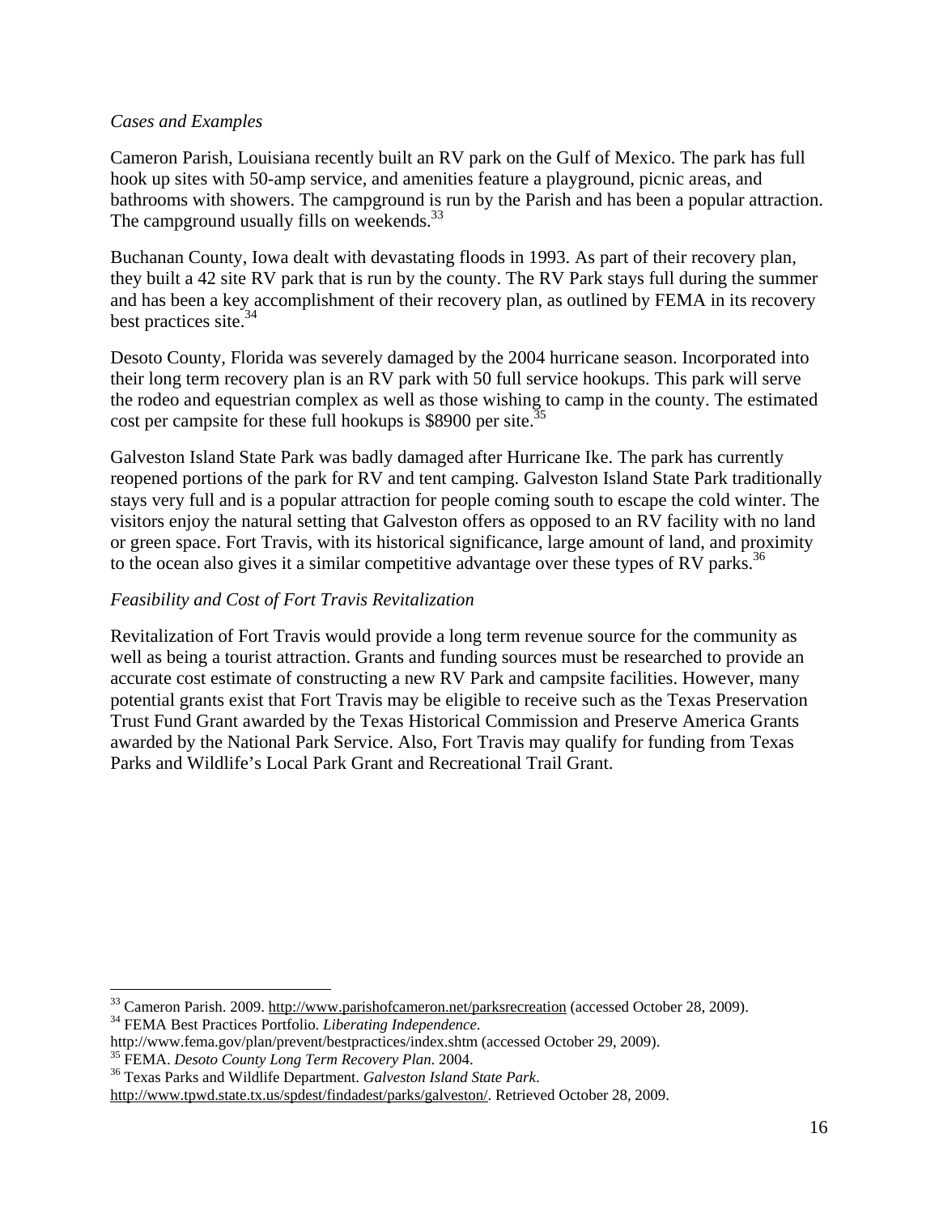*Cases and Examples*

Cameron Parish, Louisiana recently built an RV park on the Gulf of Mexico. The park has full hook up sites with 50-amp service, and amenities feature a playground, picnic areas, and bathrooms with showers. The campground is run by the Parish and has been a popular attraction. The campground usually fills on weekends.[33]

Buchanan County, Iowa dealt with devastating floods in 1993. As part of their recovery plan, they built a 42 site RV park that is run by the county. The RV Park stays full during the summer and has been a key accomplishment of their recovery plan, as outlined by FEMA in its recovery best practices site.[34]

Desoto County, Florida was severely damaged by the 2004 hurricane season. Incorporated into their long term recovery plan is an RV park with 50 full service hookups. This park will serve the rodeo and equestrian complex as well as those wishing to camp in the county. The estimated cost per campsite for these full hookups is $8900 per site.[35]

Galveston Island State Park was badly damaged after Hurricane Ike. The park has currently reopened portions of the park for RV and tent camping. Galveston Island State Park traditionally stays very full and is a popular attraction for people coming south to escape the cold winter. The visitors enjoy the natural setting that Galveston offers as opposed to an RV facility with no land or green space. Fort Travis, with its historical significance, large amount of land, and proximity to the ocean also gives it a similar competitive advantage over these types of RV parks.[36]

*Feasibility and Cost of Fort Travis Revitalization*

Revitalization of Fort Travis would provide a long term revenue source for the community as well as being a tourist attraction. Grants and funding sources must be researched to provide an accurate cost estimate of constructing a new RV Park and campsite facilities. However, many potential grants exist that Fort Travis may be eligible to receive such as the Texas Preservation Trust Fund Grant awarded by the Texas Historical Commission and Preserve America Grants awarded by the National Park Service. Also, Fort Travis may qualify for funding from Texas Parks and Wildlife's Local Park Grant and Recreational Trail Grant.

---

[33] Cameron Parish. 2009. http://www.parishofcameron.net/parksrecreation (accessed October 28, 2009).
[34] FEMA Best Practices Portfolio. *Liberating Independence*. http://www.fema.gov/plan/prevent/bestpractices/index.shtm (accessed October 29, 2009).
[35] FEMA. *Desoto County Long Term Recovery Plan*. 2004.
[36] Texas Parks and Wildlife Department. *Galveston Island State Park*. http://www.tpwd.state.tx.us/spdest/findadest/parks/galveston/. Retrieved October 28, 2009.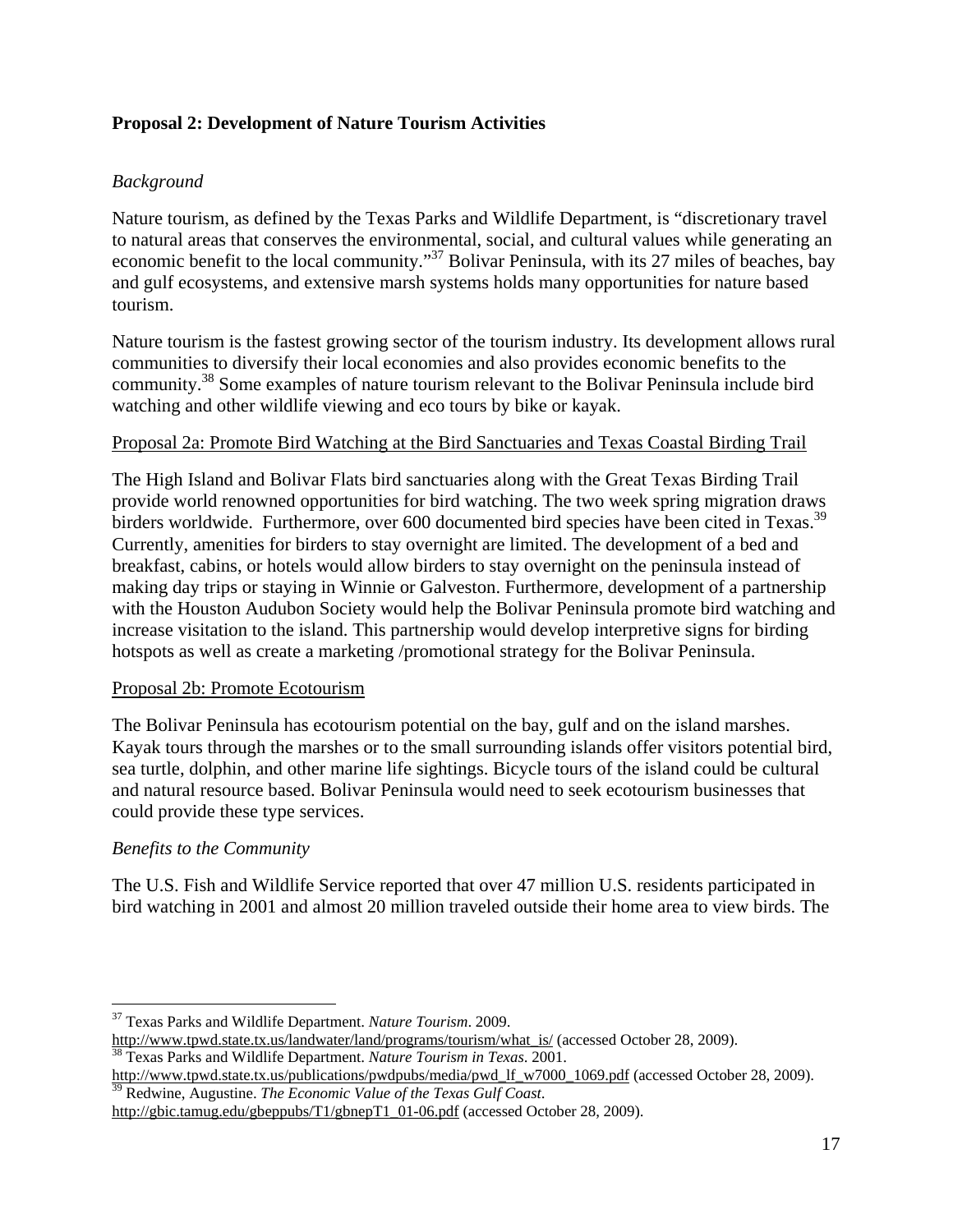**Proposal 2: Development of Nature Tourism Activities**

*Background*

Nature tourism, as defined by the Texas Parks and Wildlife Department, is "discretionary travel to natural areas that conserves the environmental, social, and cultural values while generating an economic benefit to the local community."[37] Bolivar Peninsula, with its 27 miles of beaches, bay and gulf ecosystems, and extensive marsh systems holds many opportunities for nature based tourism.

Nature tourism is the fastest growing sector of the tourism industry. Its development allows rural communities to diversify their local economies and also provides economic benefits to the community.[38] Some examples of nature tourism relevant to the Bolivar Peninsula include bird watching and other wildlife viewing and eco tours by bike or kayak.

Proposal 2a: Promote Bird Watching at the Bird Sanctuaries and Texas Coastal Birding Trail

The High Island and Bolivar Flats bird sanctuaries along with the Great Texas Birding Trail provide world renowned opportunities for bird watching. The two week spring migration draws birders worldwide. Furthermore, over 600 documented bird species have been cited in Texas.[39] Currently, amenities for birders to stay overnight are limited. The development of a bed and breakfast, cabins, or hotels would allow birders to stay overnight on the peninsula instead of making day trips or staying in Winnie or Galveston. Furthermore, development of a partnership with the Houston Audubon Society would help the Bolivar Peninsula promote bird watching and increase visitation to the island. This partnership would develop interpretive signs for birding hotspots as well as create a marketing /promotional strategy for the Bolivar Peninsula.

Proposal 2b: Promote Ecotourism

The Bolivar Peninsula has ecotourism potential on the bay, gulf and on the island marshes. Kayak tours through the marshes or to the small surrounding islands offer visitors potential bird, sea turtle, dolphin, and other marine life sightings. Bicycle tours of the island could be cultural and natural resource based. Bolivar Peninsula would need to seek ecotourism businesses that could provide these type services.

*Benefits to the Community*

The U.S. Fish and Wildlife Service reported that over 47 million U.S. residents participated in bird watching in 2001 and almost 20 million traveled outside their home area to view birds. The

---

[37] Texas Parks and Wildlife Department. *Nature Tourism*. 2009. http://www.tpwd.state.tx.us/landwater/land/programs/tourism/what_is/ (accessed October 28, 2009).

[38] Texas Parks and Wildlife Department. *Nature Tourism in Texas*. 2001. http://www.tpwd.state.tx.us/publications/pwdpubs/media/pwd_lf_w7000_1069.pdf (accessed October 28, 2009).

[39] Redwine, Augustine. *The Economic Value of the Texas Gulf Coast*. http://gbic.tamug.edu/gbeppubs/T1/gbnepT1_01-06.pdf (accessed October 28, 2009).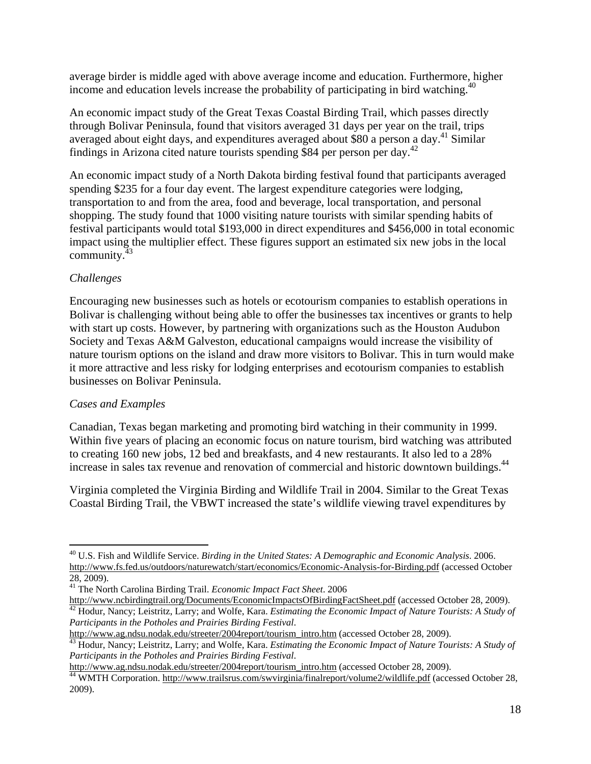average birder is middle aged with above average income and education. Furthermore, higher income and education levels increase the probability of participating in bird watching.[40]

An economic impact study of the Great Texas Coastal Birding Trail, which passes directly through Bolivar Peninsula, found that visitors averaged 31 days per year on the trail, trips averaged about eight days, and expenditures averaged about $80 a person a day.[41] Similar findings in Arizona cited nature tourists spending $84 per person per day.[42]

An economic impact study of a North Dakota birding festival found that participants averaged spending $235 for a four day event. The largest expenditure categories were lodging, transportation to and from the area, food and beverage, local transportation, and personal shopping. The study found that 1000 visiting nature tourists with similar spending habits of festival participants would total $193,000 in direct expenditures and $456,000 in total economic impact using the multiplier effect. These figures support an estimated six new jobs in the local community.[43]

*Challenges*

Encouraging new businesses such as hotels or ecotourism companies to establish operations in Bolivar is challenging without being able to offer the businesses tax incentives or grants to help with start up costs. However, by partnering with organizations such as the Houston Audubon Society and Texas A&M Galveston, educational campaigns would increase the visibility of nature tourism options on the island and draw more visitors to Bolivar. This in turn would make it more attractive and less risky for lodging enterprises and ecotourism companies to establish businesses on Bolivar Peninsula.

*Cases and Examples*

Canadian, Texas began marketing and promoting bird watching in their community in 1999. Within five years of placing an economic focus on nature tourism, bird watching was attributed to creating 160 new jobs, 12 bed and breakfasts, and 4 new restaurants. It also led to a 28% increase in sales tax revenue and renovation of commercial and historic downtown buildings.[44]

Virginia completed the Virginia Birding and Wildlife Trail in 2004. Similar to the Great Texas Coastal Birding Trail, the VBWT increased the state's wildlife viewing travel expenditures by

---

[40] U.S. Fish and Wildlife Service. *Birding in the United States: A Demographic and Economic Analysis.* 2006. http://www.fs.fed.us/outdoors/naturewatch/start/economics/Economic-Analysis-for-Birding.pdf (accessed October 28, 2009).

[41] The North Carolina Birding Trail. *Economic Impact Fact Sheet*. 2006 http://www.ncbirdingtrail.org/Documents/EconomicImpactsOfBirdingFactSheet.pdf (accessed October 28, 2009).

[42] Hodur, Nancy; Leistritz, Larry; and Wolfe, Kara. *Estimating the Economic Impact of Nature Tourists: A Study of Participants in the Potholes and Prairies Birding Festival*. http://www.ag.ndsu.nodak.edu/streeter/2004report/tourism_intro.htm (accessed October 28, 2009).

[43] Hodur, Nancy; Leistritz, Larry; and Wolfe, Kara. *Estimating the Economic Impact of Nature Tourists: A Study of Participants in the Potholes and Prairies Birding Festival*. http://www.ag.ndsu.nodak.edu/streeter/2004report/tourism_intro.htm (accessed October 28, 2009).

[44] WMTH Corporation. http://www.trailsrus.com/swvirginia/finalreport/volume2/wildlife.pdf (accessed October 28, 2009).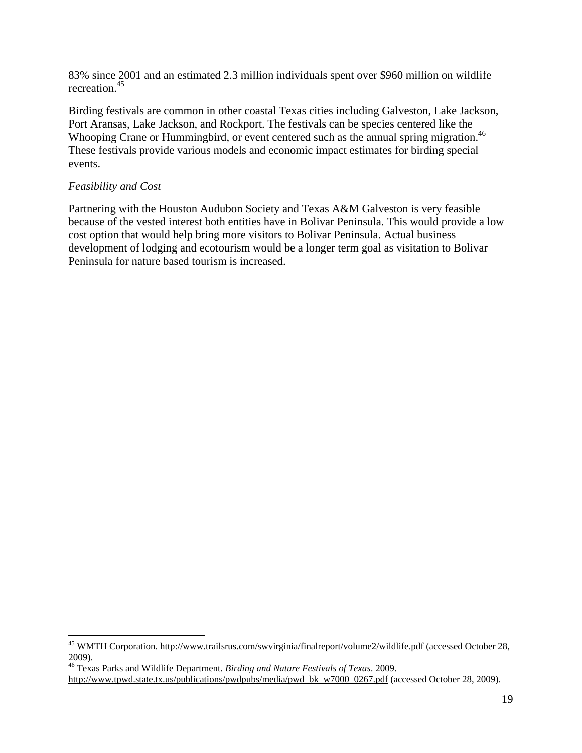83% since 2001 and an estimated 2.3 million individuals spent over $960 million on wildlife recreation.[45]

Birding festivals are common in other coastal Texas cities including Galveston, Lake Jackson, Port Aransas, Lake Jackson, and Rockport. The festivals can be species centered like the Whooping Crane or Hummingbird, or event centered such as the annual spring migration.[46] These festivals provide various models and economic impact estimates for birding special events.

*Feasibility and Cost*

Partnering with the Houston Audubon Society and Texas A&M Galveston is very feasible because of the vested interest both entities have in Bolivar Peninsula. This would provide a low cost option that would help bring more visitors to Bolivar Peninsula. Actual business development of lodging and ecotourism would be a longer term goal as visitation to Bolivar Peninsula for nature based tourism is increased.

---

[45] WMTH Corporation. http://www.trailsrus.com/swvirginia/finalreport/volume2/wildlife.pdf (accessed October 28, 2009).

[46] Texas Parks and Wildlife Department. *Birding and Nature Festivals of Texas*. 2009. http://www.tpwd.state.tx.us/publications/pwdpubs/media/pwd_bk_w7000_0267.pdf (accessed October 28, 2009).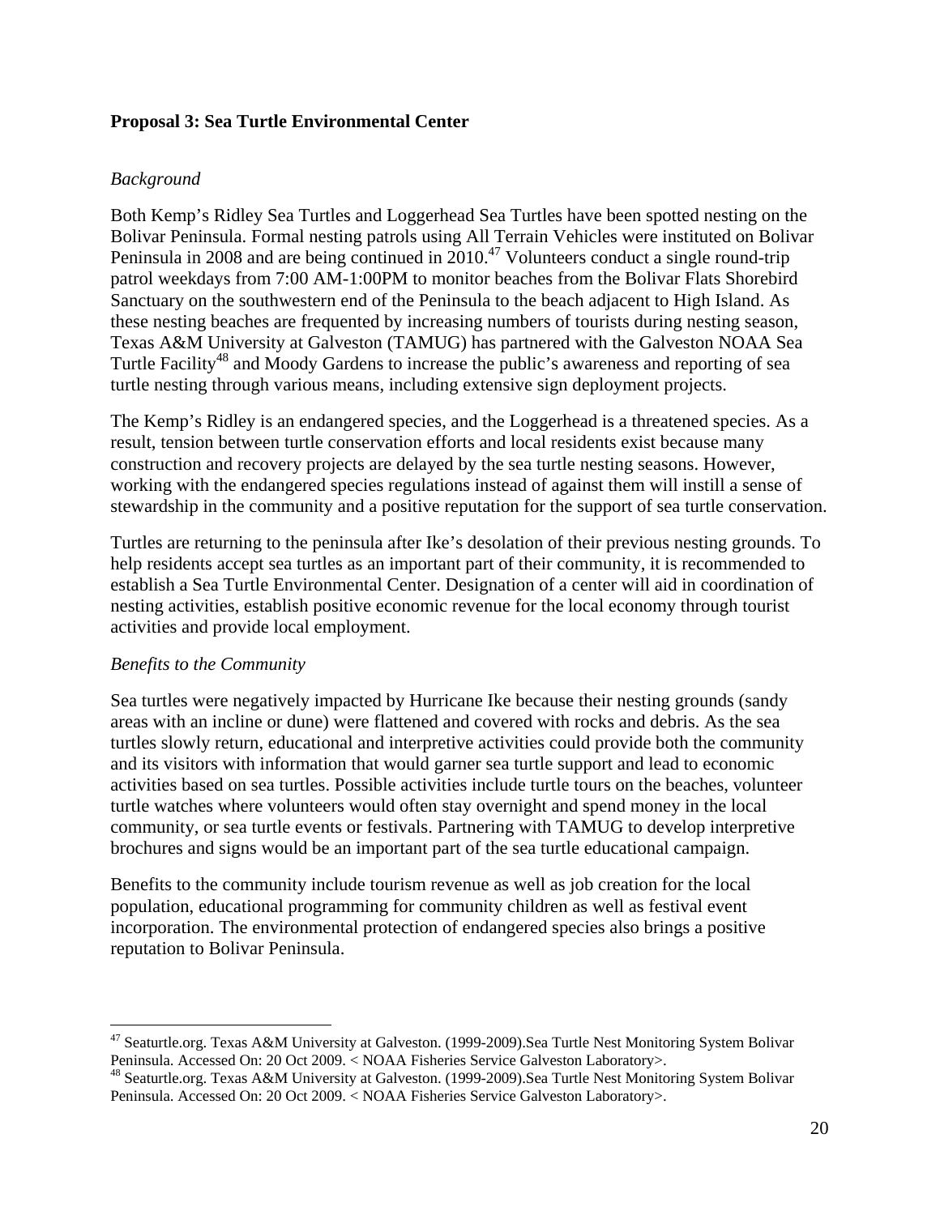**Proposal 3: Sea Turtle Environmental Center**

*Background*

Both Kemp's Ridley Sea Turtles and Loggerhead Sea Turtles have been spotted nesting on the Bolivar Peninsula. Formal nesting patrols using All Terrain Vehicles were instituted on Bolivar Peninsula in 2008 and are being continued in 2010.[47] Volunteers conduct a single round-trip patrol weekdays from 7:00 AM-1:00PM to monitor beaches from the Bolivar Flats Shorebird Sanctuary on the southwestern end of the Peninsula to the beach adjacent to High Island. As these nesting beaches are frequented by increasing numbers of tourists during nesting season, Texas A&M University at Galveston (TAMUG) has partnered with the Galveston NOAA Sea Turtle Facility[48] and Moody Gardens to increase the public's awareness and reporting of sea turtle nesting through various means, including extensive sign deployment projects.

The Kemp's Ridley is an endangered species, and the Loggerhead is a threatened species. As a result, tension between turtle conservation efforts and local residents exist because many construction and recovery projects are delayed by the sea turtle nesting seasons. However, working with the endangered species regulations instead of against them will instill a sense of stewardship in the community and a positive reputation for the support of sea turtle conservation.

Turtles are returning to the peninsula after Ike's desolation of their previous nesting grounds. To help residents accept sea turtles as an important part of their community, it is recommended to establish a Sea Turtle Environmental Center. Designation of a center will aid in coordination of nesting activities, establish positive economic revenue for the local economy through tourist activities and provide local employment.

*Benefits to the Community*

Sea turtles were negatively impacted by Hurricane Ike because their nesting grounds (sandy areas with an incline or dune) were flattened and covered with rocks and debris. As the sea turtles slowly return, educational and interpretive activities could provide both the community and its visitors with information that would garner sea turtle support and lead to economic activities based on sea turtles. Possible activities include turtle tours on the beaches, volunteer turtle watches where volunteers would often stay overnight and spend money in the local community, or sea turtle events or festivals. Partnering with TAMUG to develop interpretive brochures and signs would be an important part of the sea turtle educational campaign.

Benefits to the community include tourism revenue as well as job creation for the local population, educational programming for community children as well as festival event incorporation. The environmental protection of endangered species also brings a positive reputation to Bolivar Peninsula.

---

[47] Seaturtle.org. Texas A&M University at Galveston. (1999-2009).Sea Turtle Nest Monitoring System Bolivar Peninsula. Accessed On: 20 Oct 2009. < NOAA Fisheries Service Galveston Laboratory>.

[48] Seaturtle.org. Texas A&M University at Galveston. (1999-2009).Sea Turtle Nest Monitoring System Bolivar Peninsula. Accessed On: 20 Oct 2009. < NOAA Fisheries Service Galveston Laboratory>.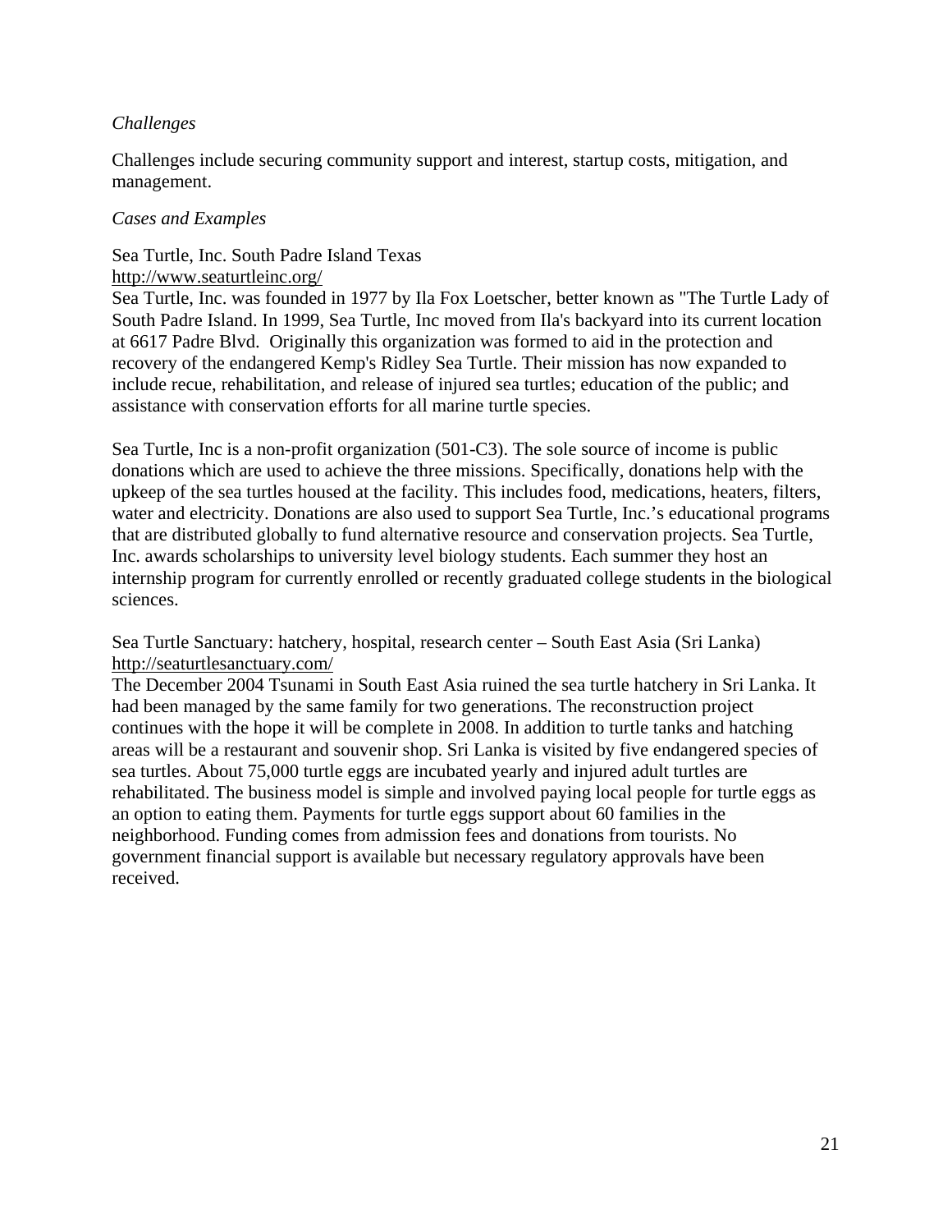*Challenges*

Challenges include securing community support and interest, startup costs, mitigation, and management.

*Cases and Examples*

Sea Turtle, Inc. South Padre Island Texas
http://www.seaturtleinc.org/
Sea Turtle, Inc. was founded in 1977 by Ila Fox Loetscher, better known as "The Turtle Lady of South Padre Island. In 1999, Sea Turtle, Inc moved from Ila's backyard into its current location at 6617 Padre Blvd. Originally this organization was formed to aid in the protection and recovery of the endangered Kemp's Ridley Sea Turtle. Their mission has now expanded to include recue, rehabilitation, and release of injured sea turtles; education of the public; and assistance with conservation efforts for all marine turtle species.

Sea Turtle, Inc is a non-profit organization (501-C3). The sole source of income is public donations which are used to achieve the three missions. Specifically, donations help with the upkeep of the sea turtles housed at the facility. This includes food, medications, heaters, filters, water and electricity. Donations are also used to support Sea Turtle, Inc.'s educational programs that are distributed globally to fund alternative resource and conservation projects. Sea Turtle, Inc. awards scholarships to university level biology students. Each summer they host an internship program for currently enrolled or recently graduated college students in the biological sciences.

Sea Turtle Sanctuary: hatchery, hospital, research center – South East Asia (Sri Lanka)
http://seaturtlesanctuary.com/
The December 2004 Tsunami in South East Asia ruined the sea turtle hatchery in Sri Lanka. It had been managed by the same family for two generations. The reconstruction project continues with the hope it will be complete in 2008. In addition to turtle tanks and hatching areas will be a restaurant and souvenir shop. Sri Lanka is visited by five endangered species of sea turtles. About 75,000 turtle eggs are incubated yearly and injured adult turtles are rehabilitated. The business model is simple and involved paying local people for turtle eggs as an option to eating them. Payments for turtle eggs support about 60 families in the neighborhood. Funding comes from admission fees and donations from tourists. No government financial support is available but necessary regulatory approvals have been received.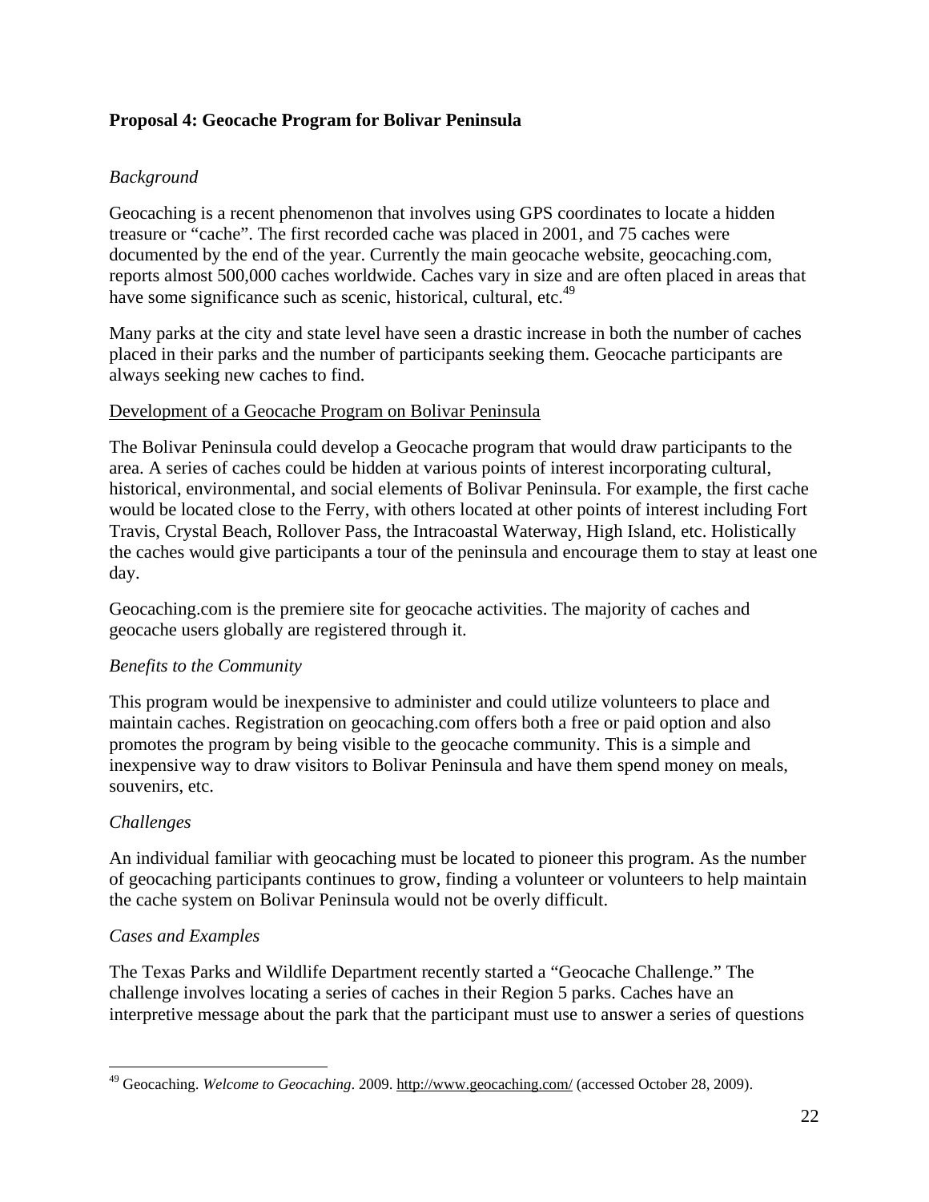### Proposal 4: Geocache Program for Bolivar Peninsula

*Background*

Geocaching is a recent phenomenon that involves using GPS coordinates to locate a hidden treasure or "cache". The first recorded cache was placed in 2001, and 75 caches were documented by the end of the year. Currently the main geocache website, geocaching.com, reports almost 500,000 caches worldwide. Caches vary in size and are often placed in areas that have some significance such as scenic, historical, cultural, etc.[49]

Many parks at the city and state level have seen a drastic increase in both the number of caches placed in their parks and the number of participants seeking them. Geocache participants are always seeking new caches to find.

<u>Development of a Geocache Program on Bolivar Peninsula</u>

The Bolivar Peninsula could develop a Geocache program that would draw participants to the area. A series of caches could be hidden at various points of interest incorporating cultural, historical, environmental, and social elements of Bolivar Peninsula. For example, the first cache would be located close to the Ferry, with others located at other points of interest including Fort Travis, Crystal Beach, Rollover Pass, the Intracoastal Waterway, High Island, etc. Holistically the caches would give participants a tour of the peninsula and encourage them to stay at least one day.

Geocaching.com is the premiere site for geocache activities. The majority of caches and geocache users globally are registered through it.

*Benefits to the Community*

This program would be inexpensive to administer and could utilize volunteers to place and maintain caches. Registration on geocaching.com offers both a free or paid option and also promotes the program by being visible to the geocache community. This is a simple and inexpensive way to draw visitors to Bolivar Peninsula and have them spend money on meals, souvenirs, etc.

*Challenges*

An individual familiar with geocaching must be located to pioneer this program. As the number of geocaching participants continues to grow, finding a volunteer or volunteers to help maintain the cache system on Bolivar Peninsula would not be overly difficult.

*Cases and Examples*

The Texas Parks and Wildlife Department recently started a "Geocache Challenge." The challenge involves locating a series of caches in their Region 5 parks. Caches have an interpretive message about the park that the participant must use to answer a series of questions

---

[49] Geocaching. *Welcome to Geocaching*. 2009. http://www.geocaching.com/ (accessed October 28, 2009).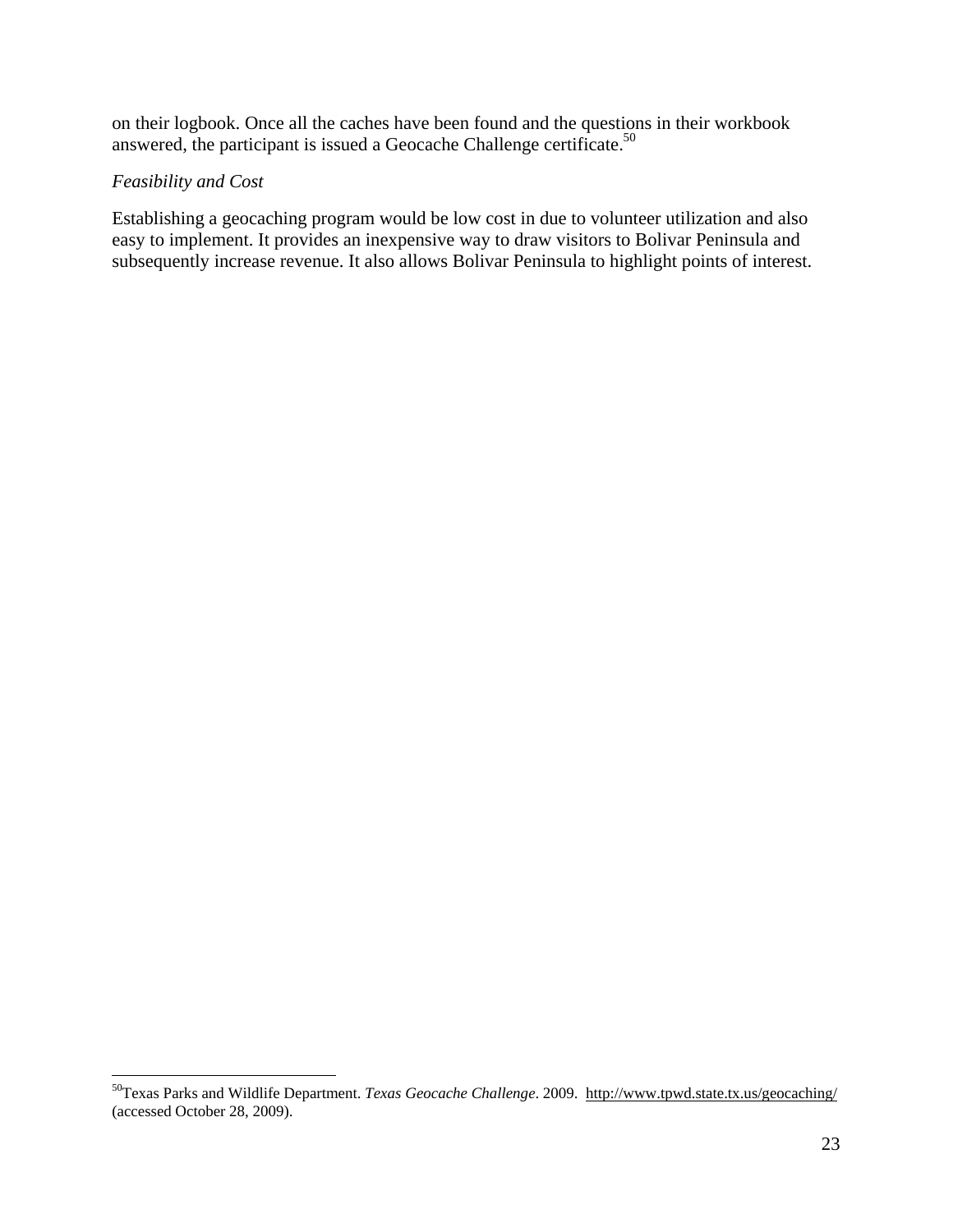on their logbook. Once all the caches have been found and the questions in their workbook answered, the participant is issued a Geocache Challenge certificate.[50]

*Feasibility and Cost*

Establishing a geocaching program would be low cost in due to volunteer utilization and also easy to implement. It provides an inexpensive way to draw visitors to Bolivar Peninsula and subsequently increase revenue. It also allows Bolivar Peninsula to highlight points of interest.

---

[50] Texas Parks and Wildlife Department. *Texas Geocache Challenge*. 2009. http://www.tpwd.state.tx.us/geocaching/ (accessed October 28, 2009).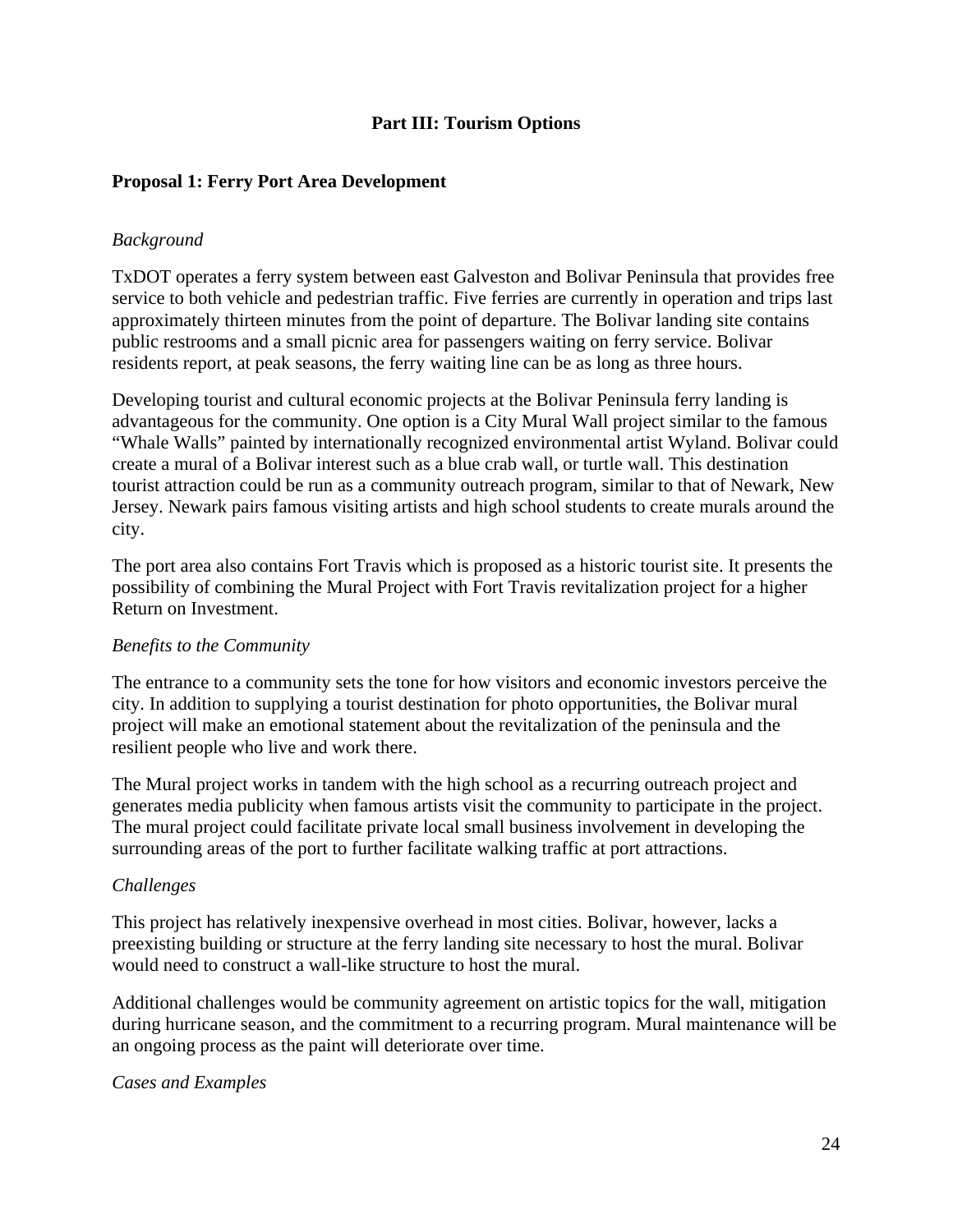## Part III: Tourism Options

### Proposal 1: Ferry Port Area Development

*Background*

TxDOT operates a ferry system between east Galveston and Bolivar Peninsula that provides free service to both vehicle and pedestrian traffic. Five ferries are currently in operation and trips last approximately thirteen minutes from the point of departure. The Bolivar landing site contains public restrooms and a small picnic area for passengers waiting on ferry service. Bolivar residents report, at peak seasons, the ferry waiting line can be as long as three hours.

Developing tourist and cultural economic projects at the Bolivar Peninsula ferry landing is advantageous for the community. One option is a City Mural Wall project similar to the famous "Whale Walls" painted by internationally recognized environmental artist Wyland. Bolivar could create a mural of a Bolivar interest such as a blue crab wall, or turtle wall. This destination tourist attraction could be run as a community outreach program, similar to that of Newark, New Jersey. Newark pairs famous visiting artists and high school students to create murals around the city.

The port area also contains Fort Travis which is proposed as a historic tourist site. It presents the possibility of combining the Mural Project with Fort Travis revitalization project for a higher Return on Investment.

*Benefits to the Community*

The entrance to a community sets the tone for how visitors and economic investors perceive the city. In addition to supplying a tourist destination for photo opportunities, the Bolivar mural project will make an emotional statement about the revitalization of the peninsula and the resilient people who live and work there.

The Mural project works in tandem with the high school as a recurring outreach project and generates media publicity when famous artists visit the community to participate in the project. The mural project could facilitate private local small business involvement in developing the surrounding areas of the port to further facilitate walking traffic at port attractions.

*Challenges*

This project has relatively inexpensive overhead in most cities. Bolivar, however, lacks a preexisting building or structure at the ferry landing site necessary to host the mural. Bolivar would need to construct a wall-like structure to host the mural.

Additional challenges would be community agreement on artistic topics for the wall, mitigation during hurricane season, and the commitment to a recurring program. Mural maintenance will be an ongoing process as the paint will deteriorate over time.

*Cases and Examples*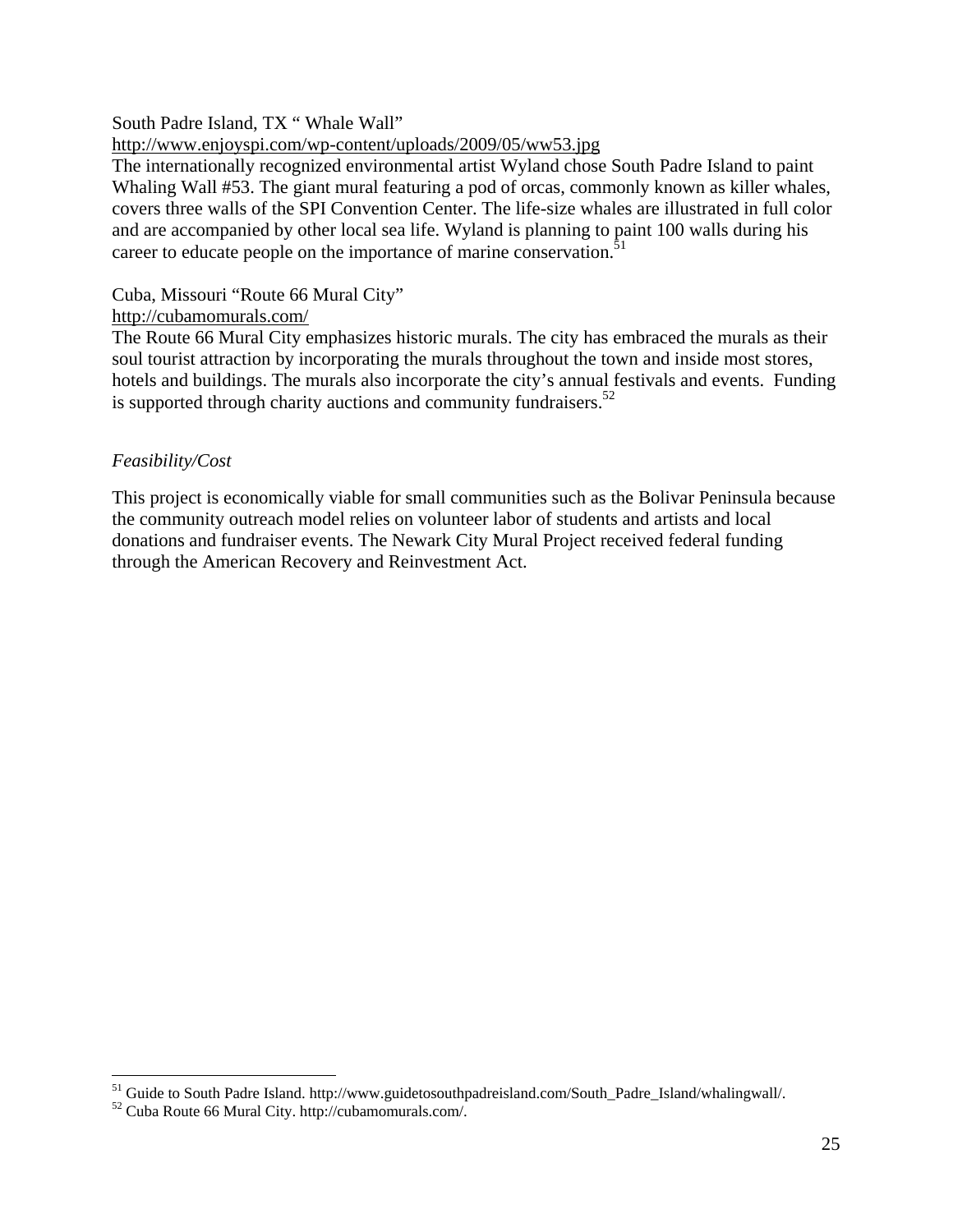South Padre Island, TX " Whale Wall"

http://www.enjoyspi.com/wp-content/uploads/2009/05/ww53.jpg

The internationally recognized environmental artist Wyland chose South Padre Island to paint Whaling Wall #53. The giant mural featuring a pod of orcas, commonly known as killer whales, covers three walls of the SPI Convention Center. The life-size whales are illustrated in full color and are accompanied by other local sea life. Wyland is planning to paint 100 walls during his career to educate people on the importance of marine conservation.[51]

Cuba, Missouri "Route 66 Mural City"

http://cubamomurals.com/

The Route 66 Mural City emphasizes historic murals. The city has embraced the murals as their soul tourist attraction by incorporating the murals throughout the town and inside most stores, hotels and buildings. The murals also incorporate the city's annual festivals and events. Funding is supported through charity auctions and community fundraisers.[52]

*Feasibility/Cost*

This project is economically viable for small communities such as the Bolivar Peninsula because the community outreach model relies on volunteer labor of students and artists and local donations and fundraiser events. The Newark City Mural Project received federal funding through the American Recovery and Reinvestment Act.

---

[51] Guide to South Padre Island. http://www.guidetosouthpadreisland.com/South_Padre_Island/whalingwall/.

[52] Cuba Route 66 Mural City. http://cubamomurals.com/.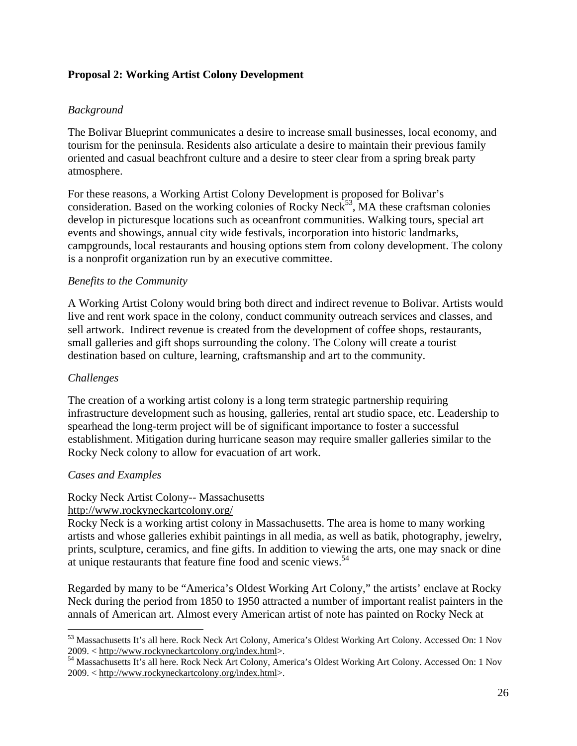**Proposal 2: Working Artist Colony Development**

*Background*

The Bolivar Blueprint communicates a desire to increase small businesses, local economy, and tourism for the peninsula. Residents also articulate a desire to maintain their previous family oriented and casual beachfront culture and a desire to steer clear from a spring break party atmosphere.

For these reasons, a Working Artist Colony Development is proposed for Bolivar's consideration. Based on the working colonies of Rocky Neck[53], MA these craftsman colonies develop in picturesque locations such as oceanfront communities. Walking tours, special art events and showings, annual city wide festivals, incorporation into historic landmarks, campgrounds, local restaurants and housing options stem from colony development. The colony is a nonprofit organization run by an executive committee.

*Benefits to the Community*

A Working Artist Colony would bring both direct and indirect revenue to Bolivar. Artists would live and rent work space in the colony, conduct community outreach services and classes, and sell artwork. Indirect revenue is created from the development of coffee shops, restaurants, small galleries and gift shops surrounding the colony. The Colony will create a tourist destination based on culture, learning, craftsmanship and art to the community.

*Challenges*

The creation of a working artist colony is a long term strategic partnership requiring infrastructure development such as housing, galleries, rental art studio space, etc. Leadership to spearhead the long-term project will be of significant importance to foster a successful establishment. Mitigation during hurricane season may require smaller galleries similar to the Rocky Neck colony to allow for evacuation of art work.

*Cases and Examples*

Rocky Neck Artist Colony-- Massachusetts
http://www.rockyneckartcolony.org/
Rocky Neck is a working artist colony in Massachusetts. The area is home to many working artists and whose galleries exhibit paintings in all media, as well as batik, photography, jewelry, prints, sculpture, ceramics, and fine gifts. In addition to viewing the arts, one may snack or dine at unique restaurants that feature fine food and scenic views.[54]

Regarded by many to be "America's Oldest Working Art Colony," the artists' enclave at Rocky Neck during the period from 1850 to 1950 attracted a number of important realist painters in the annals of American art. Almost every American artist of note has painted on Rocky Neck at

---

[53] Massachusetts It's all here. Rock Neck Art Colony, America's Oldest Working Art Colony. Accessed On: 1 Nov 2009. < http://www.rockyneckartcolony.org/index.html>.

[54] Massachusetts It's all here. Rock Neck Art Colony, America's Oldest Working Art Colony. Accessed On: 1 Nov 2009. < http://www.rockyneckartcolony.org/index.html>.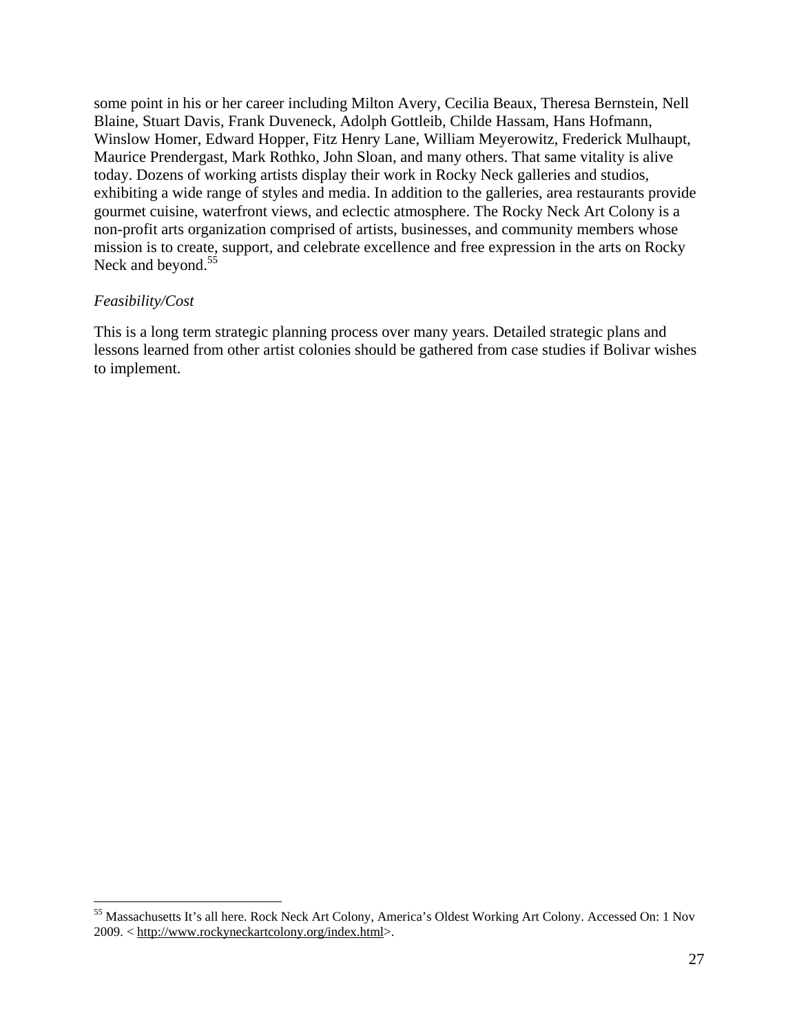some point in his or her career including Milton Avery, Cecilia Beaux, Theresa Bernstein, Nell Blaine, Stuart Davis, Frank Duveneck, Adolph Gottleib, Childe Hassam, Hans Hofmann, Winslow Homer, Edward Hopper, Fitz Henry Lane, William Meyerowitz, Frederick Mulhaupt, Maurice Prendergast, Mark Rothko, John Sloan, and many others. That same vitality is alive today. Dozens of working artists display their work in Rocky Neck galleries and studios, exhibiting a wide range of styles and media. In addition to the galleries, area restaurants provide gourmet cuisine, waterfront views, and eclectic atmosphere. The Rocky Neck Art Colony is a non-profit arts organization comprised of artists, businesses, and community members whose mission is to create, support, and celebrate excellence and free expression in the arts on Rocky Neck and beyond.[55]

*Feasibility/Cost*

This is a long term strategic planning process over many years. Detailed strategic plans and lessons learned from other artist colonies should be gathered from case studies if Bolivar wishes to implement.

---

[55] Massachusetts It's all here. Rock Neck Art Colony, America's Oldest Working Art Colony. Accessed On: 1 Nov 2009. < http://www.rockyneckartcolony.org/index.html>.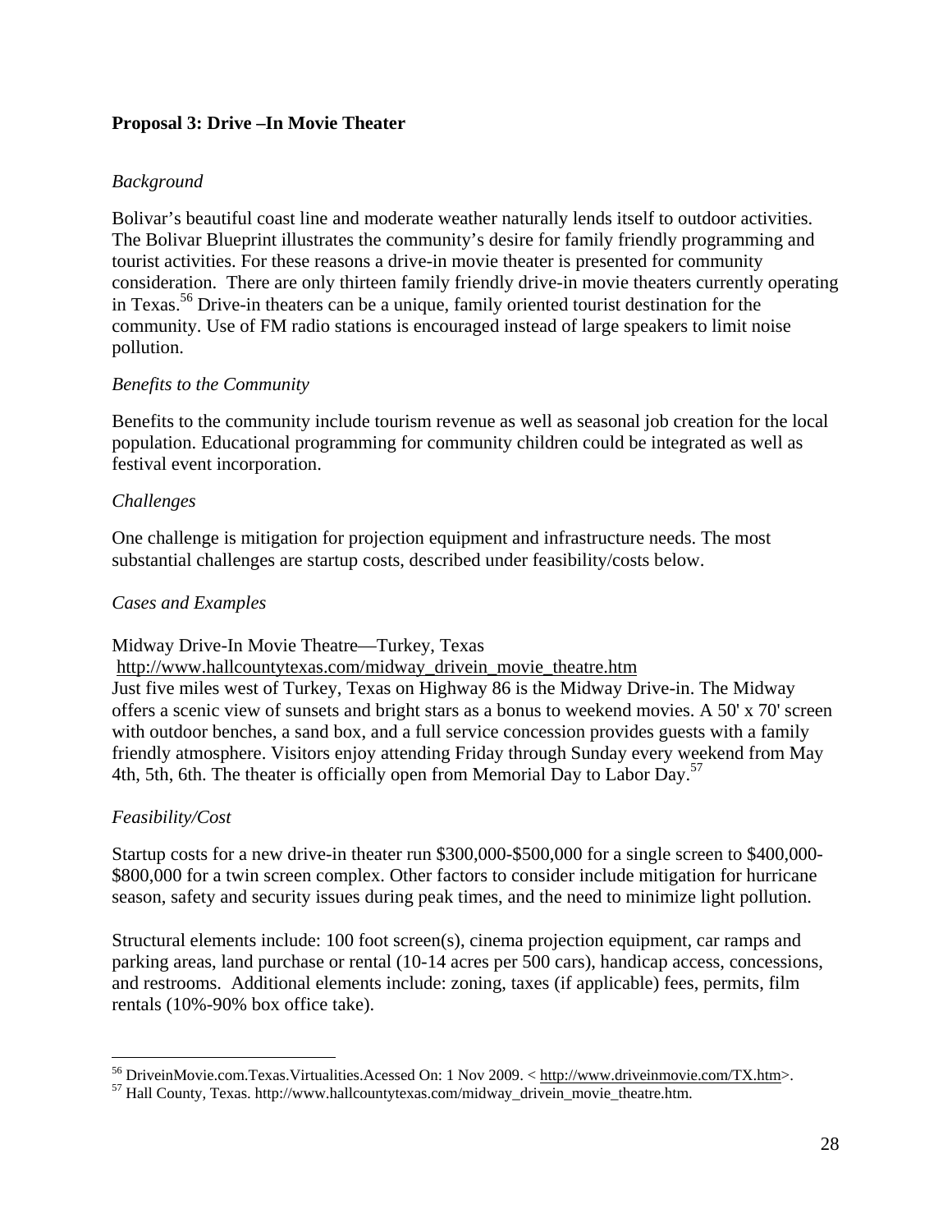**Proposal 3: Drive –In Movie Theater**

*Background*

Bolivar's beautiful coast line and moderate weather naturally lends itself to outdoor activities. The Bolivar Blueprint illustrates the community's desire for family friendly programming and tourist activities. For these reasons a drive-in movie theater is presented for community consideration. There are only thirteen family friendly drive-in movie theaters currently operating in Texas.[56] Drive-in theaters can be a unique, family oriented tourist destination for the community. Use of FM radio stations is encouraged instead of large speakers to limit noise pollution.

*Benefits to the Community*

Benefits to the community include tourism revenue as well as seasonal job creation for the local population. Educational programming for community children could be integrated as well as festival event incorporation.

*Challenges*

One challenge is mitigation for projection equipment and infrastructure needs. The most substantial challenges are startup costs, described under feasibility/costs below.

*Cases and Examples*

Midway Drive-In Movie Theatre—Turkey, Texas
http://www.hallcountytexas.com/midway_drivein_movie_theatre.htm
Just five miles west of Turkey, Texas on Highway 86 is the Midway Drive-in. The Midway offers a scenic view of sunsets and bright stars as a bonus to weekend movies. A 50' x 70' screen with outdoor benches, a sand box, and a full service concession provides guests with a family friendly atmosphere. Visitors enjoy attending Friday through Sunday every weekend from May 4th, 5th, 6th. The theater is officially open from Memorial Day to Labor Day.[57]

*Feasibility/Cost*

Startup costs for a new drive-in theater run $300,000-$500,000 for a single screen to $400,000-$800,000 for a twin screen complex. Other factors to consider include mitigation for hurricane season, safety and security issues during peak times, and the need to minimize light pollution.

Structural elements include: 100 foot screen(s), cinema projection equipment, car ramps and parking areas, land purchase or rental (10-14 acres per 500 cars), handicap access, concessions, and restrooms. Additional elements include: zoning, taxes (if applicable) fees, permits, film rentals (10%-90% box office take).

---

[56] DriveinMovie.com.Texas.Virtualities.Acessed On: 1 Nov 2009. < http://www.driveinmovie.com/TX.htm>.

[57] Hall County, Texas. http://www.hallcountytexas.com/midway_drivein_movie_theatre.htm.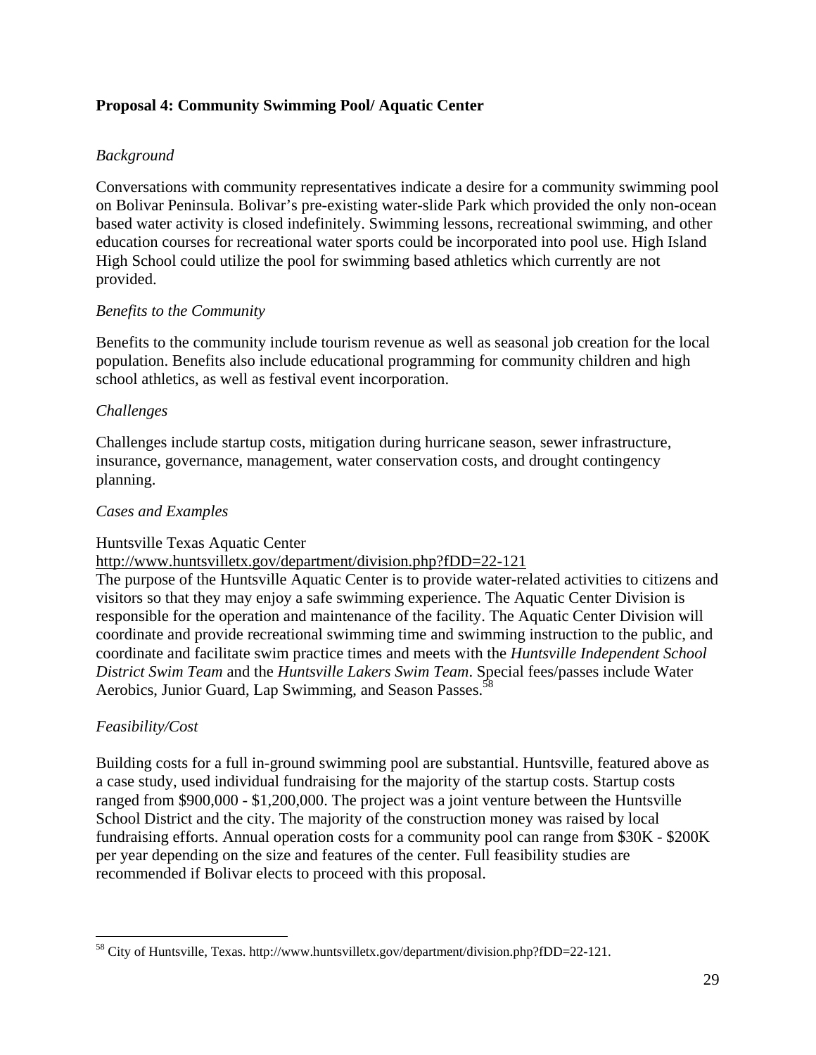**Proposal 4: Community Swimming Pool/ Aquatic Center**

*Background*

Conversations with community representatives indicate a desire for a community swimming pool on Bolivar Peninsula. Bolivar's pre-existing water-slide Park which provided the only non-ocean based water activity is closed indefinitely. Swimming lessons, recreational swimming, and other education courses for recreational water sports could be incorporated into pool use. High Island High School could utilize the pool for swimming based athletics which currently are not provided.

*Benefits to the Community*

Benefits to the community include tourism revenue as well as seasonal job creation for the local population. Benefits also include educational programming for community children and high school athletics, as well as festival event incorporation.

*Challenges*

Challenges include startup costs, mitigation during hurricane season, sewer infrastructure, insurance, governance, management, water conservation costs, and drought contingency planning.

*Cases and Examples*

Huntsville Texas Aquatic Center
http://www.huntsvilletx.gov/department/division.php?fDD=22-121
The purpose of the Huntsville Aquatic Center is to provide water-related activities to citizens and visitors so that they may enjoy a safe swimming experience. The Aquatic Center Division is responsible for the operation and maintenance of the facility. The Aquatic Center Division will coordinate and provide recreational swimming time and swimming instruction to the public, and coordinate and facilitate swim practice times and meets with the *Huntsville Independent School District Swim Team* and the *Huntsville Lakers Swim Team*. Special fees/passes include Water Aerobics, Junior Guard, Lap Swimming, and Season Passes.[58]

*Feasibility/Cost*

Building costs for a full in-ground swimming pool are substantial. Huntsville, featured above as a case study, used individual fundraising for the majority of the startup costs. Startup costs ranged from $900,000 - $1,200,000. The project was a joint venture between the Huntsville School District and the city. The majority of the construction money was raised by local fundraising efforts. Annual operation costs for a community pool can range from $30K - $200K per year depending on the size and features of the center. Full feasibility studies are recommended if Bolivar elects to proceed with this proposal.

---

[58] City of Huntsville, Texas. http://www.huntsvilletx.gov/department/division.php?fDD=22-121.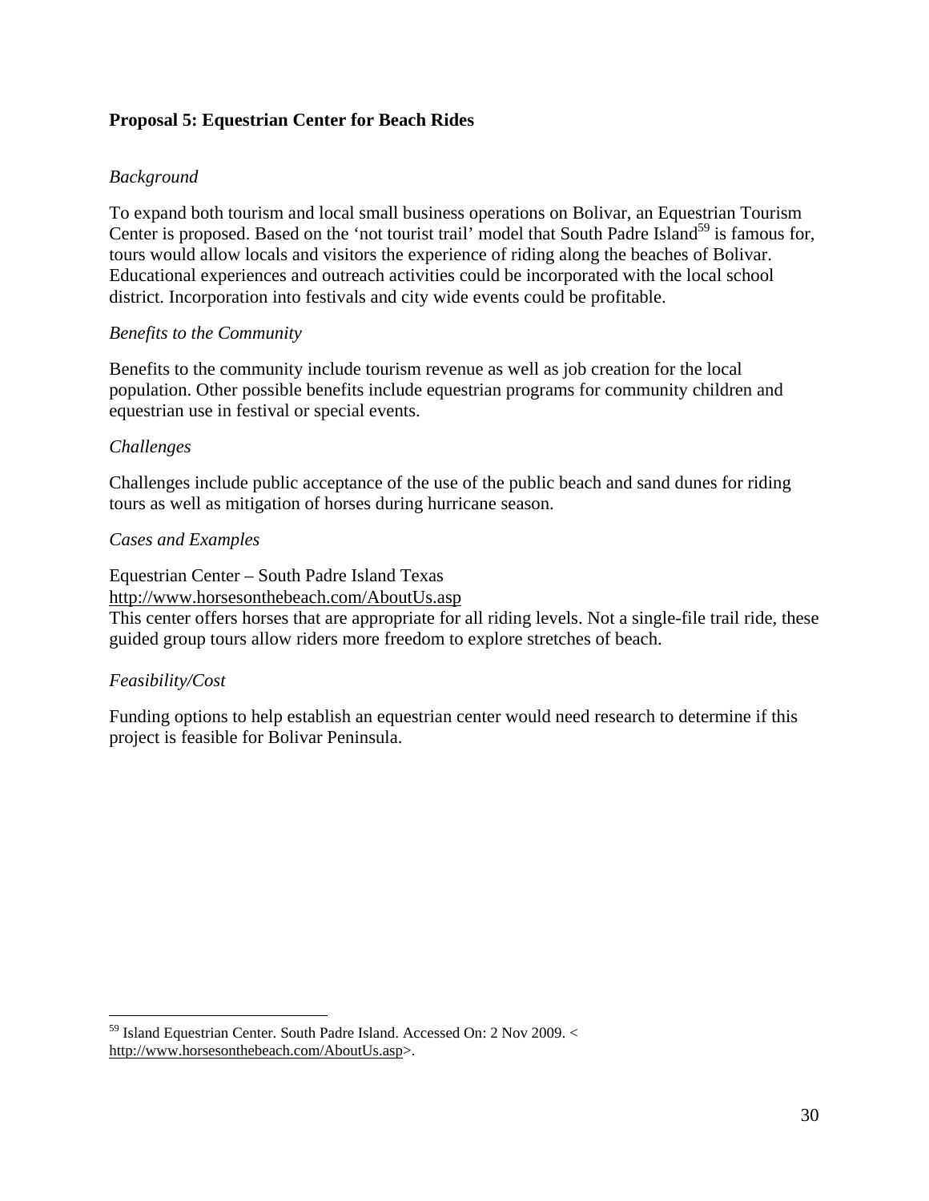**Proposal 5: Equestrian Center for Beach Rides**

*Background*

To expand both tourism and local small business operations on Bolivar, an Equestrian Tourism Center is proposed. Based on the 'not tourist trail' model that South Padre Island[59] is famous for, tours would allow locals and visitors the experience of riding along the beaches of Bolivar. Educational experiences and outreach activities could be incorporated with the local school district. Incorporation into festivals and city wide events could be profitable.

*Benefits to the Community*

Benefits to the community include tourism revenue as well as job creation for the local population. Other possible benefits include equestrian programs for community children and equestrian use in festival or special events.

*Challenges*

Challenges include public acceptance of the use of the public beach and sand dunes for riding tours as well as mitigation of horses during hurricane season.

*Cases and Examples*

Equestrian Center – South Padre Island Texas
http://www.horsesonthebeach.com/AboutUs.asp
This center offers horses that are appropriate for all riding levels. Not a single-file trail ride, these guided group tours allow riders more freedom to explore stretches of beach.

*Feasibility/Cost*

Funding options to help establish an equestrian center would need research to determine if this project is feasible for Bolivar Peninsula.

---

[59] Island Equestrian Center. South Padre Island. Accessed On: 2 Nov 2009. < http://www.horsesonthebeach.com/AboutUs.asp>.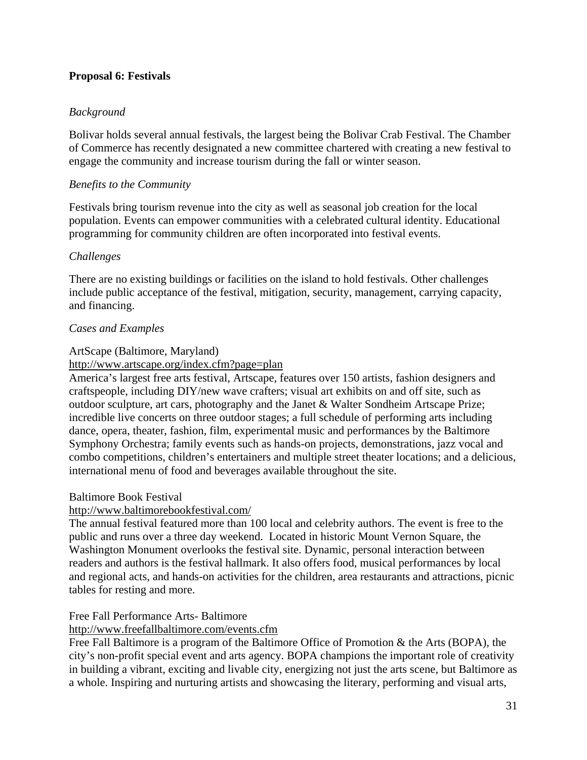**Proposal 6: Festivals**

*Background*

Bolivar holds several annual festivals, the largest being the Bolivar Crab Festival. The Chamber of Commerce has recently designated a new committee chartered with creating a new festival to engage the community and increase tourism during the fall or winter season.

*Benefits to the Community*

Festivals bring tourism revenue into the city as well as seasonal job creation for the local population. Events can empower communities with a celebrated cultural identity. Educational programming for community children are often incorporated into festival events.

*Challenges*

There are no existing buildings or facilities on the island to hold festivals. Other challenges include public acceptance of the festival, mitigation, security, management, carrying capacity, and financing.

*Cases and Examples*

ArtScape (Baltimore, Maryland)
http://www.artscape.org/index.cfm?page=plan
America's largest free arts festival, Artscape, features over 150 artists, fashion designers and craftspeople, including DIY/new wave crafters; visual art exhibits on and off site, such as outdoor sculpture, art cars, photography and the Janet & Walter Sondheim Artscape Prize; incredible live concerts on three outdoor stages; a full schedule of performing arts including dance, opera, theater, fashion, film, experimental music and performances by the Baltimore Symphony Orchestra; family events such as hands-on projects, demonstrations, jazz vocal and combo competitions, children's entertainers and multiple street theater locations; and a delicious, international menu of food and beverages available throughout the site.

Baltimore Book Festival
http://www.baltimorebookfestival.com/
The annual festival featured more than 100 local and celebrity authors. The event is free to the public and runs over a three day weekend. Located in historic Mount Vernon Square, the Washington Monument overlooks the festival site. Dynamic, personal interaction between readers and authors is the festival hallmark. It also offers food, musical performances by local and regional acts, and hands-on activities for the children, area restaurants and attractions, picnic tables for resting and more.

Free Fall Performance Arts- Baltimore
http://www.freefallbaltimore.com/events.cfm
Free Fall Baltimore is a program of the Baltimore Office of Promotion & the Arts (BOPA), the city's non-profit special event and arts agency. BOPA champions the important role of creativity in building a vibrant, exciting and livable city, energizing not just the arts scene, but Baltimore as a whole. Inspiring and nurturing artists and showcasing the literary, performing and visual arts,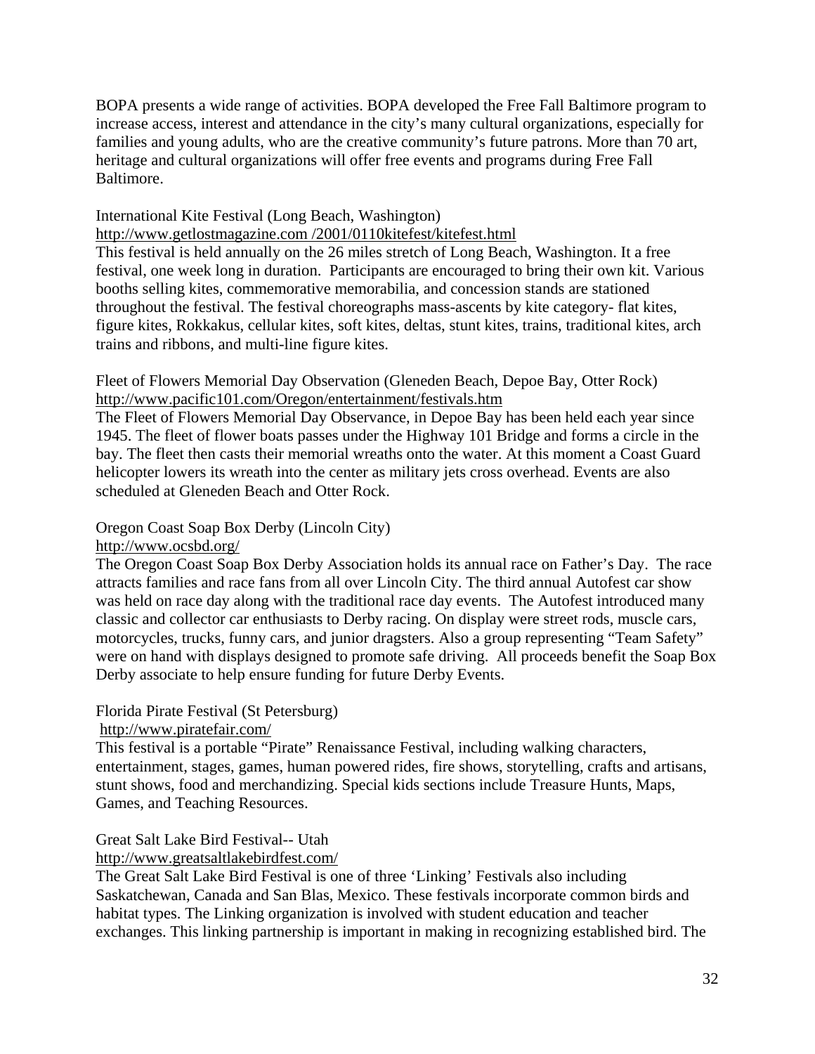BOPA presents a wide range of activities. BOPA developed the Free Fall Baltimore program to increase access, interest and attendance in the city's many cultural organizations, especially for families and young adults, who are the creative community's future patrons. More than 70 art, heritage and cultural organizations will offer free events and programs during Free Fall Baltimore.

International Kite Festival (Long Beach, Washington)
http://www.getlostmagazine.com /2001/0110kitefest/kitefest.html
This festival is held annually on the 26 miles stretch of Long Beach, Washington. It a free festival, one week long in duration. Participants are encouraged to bring their own kit. Various booths selling kites, commemorative memorabilia, and concession stands are stationed throughout the festival. The festival choreographs mass-ascents by kite category- flat kites, figure kites, Rokkakus, cellular kites, soft kites, deltas, stunt kites, trains, traditional kites, arch trains and ribbons, and multi-line figure kites.

Fleet of Flowers Memorial Day Observation (Gleneden Beach, Depoe Bay, Otter Rock)
http://www.pacific101.com/Oregon/entertainment/festivals.htm
The Fleet of Flowers Memorial Day Observance, in Depoe Bay has been held each year since 1945. The fleet of flower boats passes under the Highway 101 Bridge and forms a circle in the bay. The fleet then casts their memorial wreaths onto the water. At this moment a Coast Guard helicopter lowers its wreath into the center as military jets cross overhead. Events are also scheduled at Gleneden Beach and Otter Rock.

Oregon Coast Soap Box Derby (Lincoln City)
http://www.ocsbd.org/
The Oregon Coast Soap Box Derby Association holds its annual race on Father's Day. The race attracts families and race fans from all over Lincoln City. The third annual Autofest car show was held on race day along with the traditional race day events. The Autofest introduced many classic and collector car enthusiasts to Derby racing. On display were street rods, muscle cars, motorcycles, trucks, funny cars, and junior dragsters. Also a group representing "Team Safety" were on hand with displays designed to promote safe driving. All proceeds benefit the Soap Box Derby associate to help ensure funding for future Derby Events.

Florida Pirate Festival (St Petersburg)
http://www.piratefair.com/
This festival is a portable "Pirate" Renaissance Festival, including walking characters, entertainment, stages, games, human powered rides, fire shows, storytelling, crafts and artisans, stunt shows, food and merchandizing. Special kids sections include Treasure Hunts, Maps, Games, and Teaching Resources.

Great Salt Lake Bird Festival-- Utah
http://www.greatsaltlakebirdfest.com/
The Great Salt Lake Bird Festival is one of three 'Linking' Festivals also including Saskatchewan, Canada and San Blas, Mexico. These festivals incorporate common birds and habitat types. The Linking organization is involved with student education and teacher exchanges. This linking partnership is important in making in recognizing established bird. The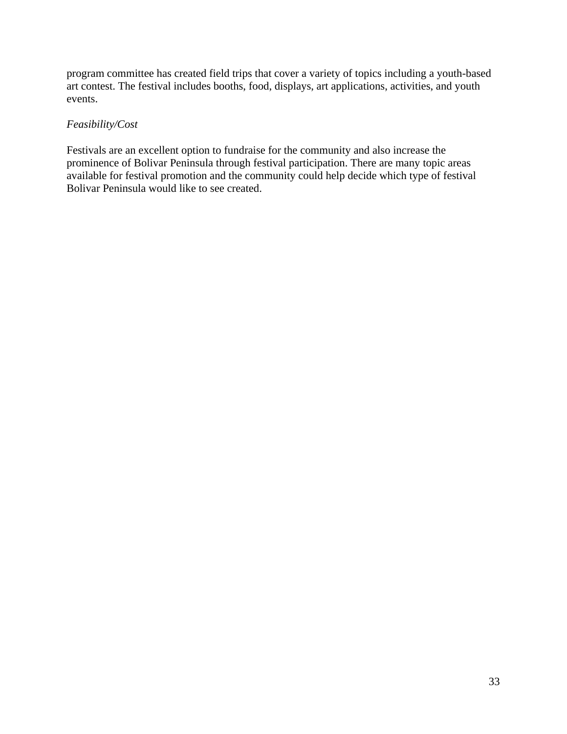program committee has created field trips that cover a variety of topics including a youth-based art contest. The festival includes booths, food, displays, art applications, activities, and youth events.

*Feasibility/Cost*

Festivals are an excellent option to fundraise for the community and also increase the prominence of Bolivar Peninsula through festival participation. There are many topic areas available for festival promotion and the community could help decide which type of festival Bolivar Peninsula would like to see created.